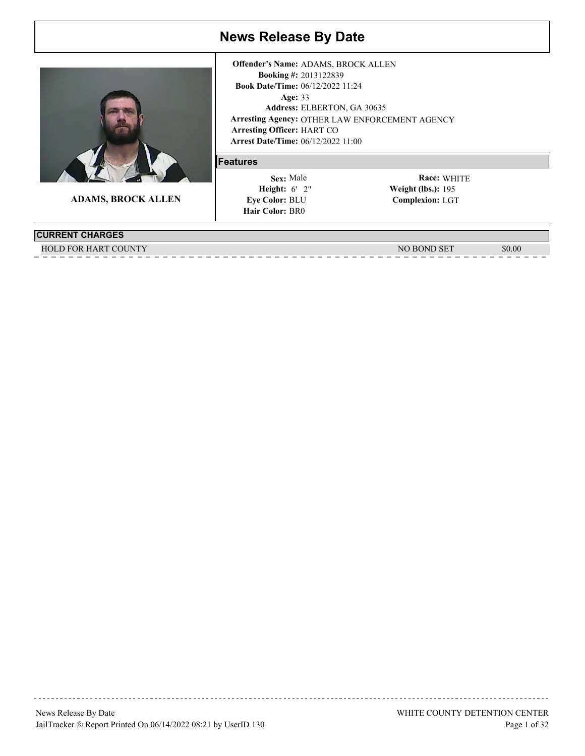# News Release By Date

**ADAMS, BROCK ALLEN**

**Offender's Name:** ADAMS, BROCK ALLEN
**Booking #:** 2013122839
**Book Date/Time:** 06/12/2022 11:24
**Age:** 33
**Address:** ELBERTON, GA 30635
**Arresting Agency:** OTHER LAW ENFORCEMENT AGENCY
**Arresting Officer:** HART CO
**Arrest Date/Time:** 06/12/2022 11:00

## Features

**Sex:** Male
**Height:** 6' 2"
**Eye Color:** BLU
**Hair Color:** BR0
**Race:** WHITE
**Weight (lbs.):** 195
**Complexion:** LGT

## CURRENT CHARGES

| | | |
|---|---|---|
| HOLD FOR HART COUNTY | NO BOND SET | $0.00 |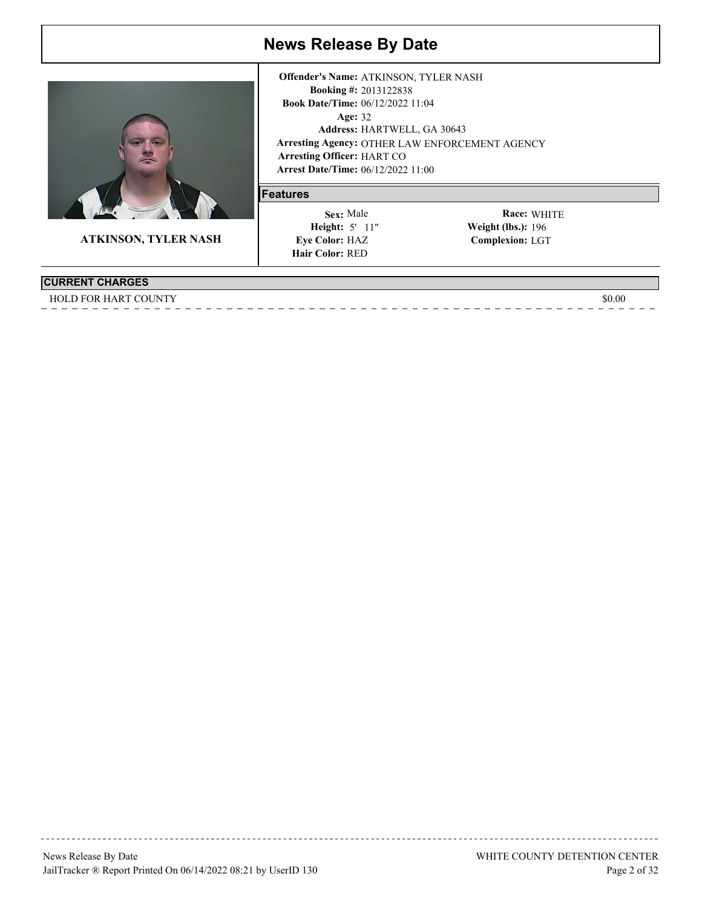# News Release By Date

**ATKINSON, TYLER NASH**

**Offender's Name:** ATKINSON, TYLER NASH
**Booking #:** 2013122838
**Book Date/Time:** 06/12/2022 11:04
**Age:** 32
**Address:** HARTWELL, GA 30643
**Arresting Agency:** OTHER LAW ENFORCEMENT AGENCY
**Arresting Officer:** HART CO
**Arrest Date/Time:** 06/12/2022 11:00

## Features

**Sex:** Male
**Height:** 5' 11"
**Eye Color:** HAZ
**Hair Color:** RED
**Race:** WHITE
**Weight (lbs.):** 196
**Complexion:** LGT

## CURRENT CHARGES

| | |
|---|---|
| HOLD FOR HART COUNTY | $0.00 |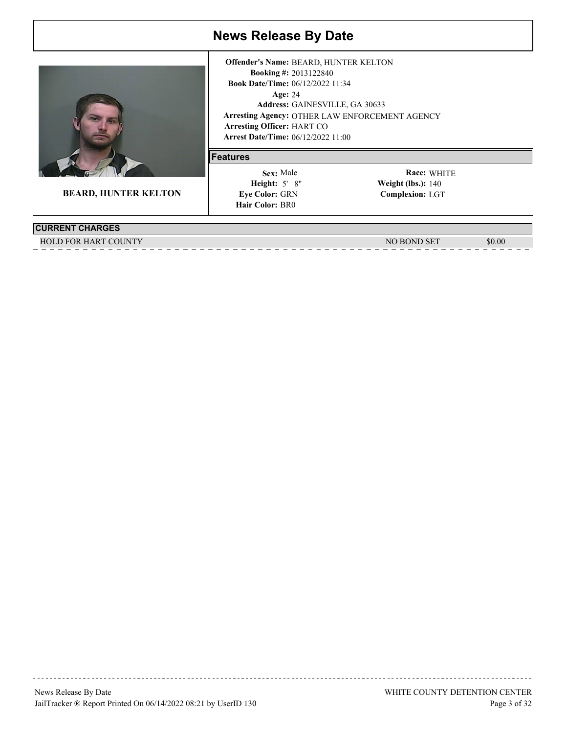# News Release By Date

**BEARD, HUNTER KELTON**

**Offender's Name:** BEARD, HUNTER KELTON
**Booking #:** 2013122840
**Book Date/Time:** 06/12/2022 11:34
**Age:** 24
**Address:** GAINESVILLE, GA 30633
**Arresting Agency:** OTHER LAW ENFORCEMENT AGENCY
**Arresting Officer:** HART CO
**Arrest Date/Time:** 06/12/2022 11:00

## Features

**Sex:** Male
**Height:** 5' 8"
**Eye Color:** GRN
**Hair Color:** BR0
**Race:** WHITE
**Weight (lbs.):** 140
**Complexion:** LGT

## CURRENT CHARGES

| | | |
|---|---|---|
| HOLD FOR HART COUNTY | NO BOND SET | $0.00 |

News Release By Date
JailTracker ® Report Printed On 06/14/2022 08:21 by UserID 130
WHITE COUNTY DETENTION CENTER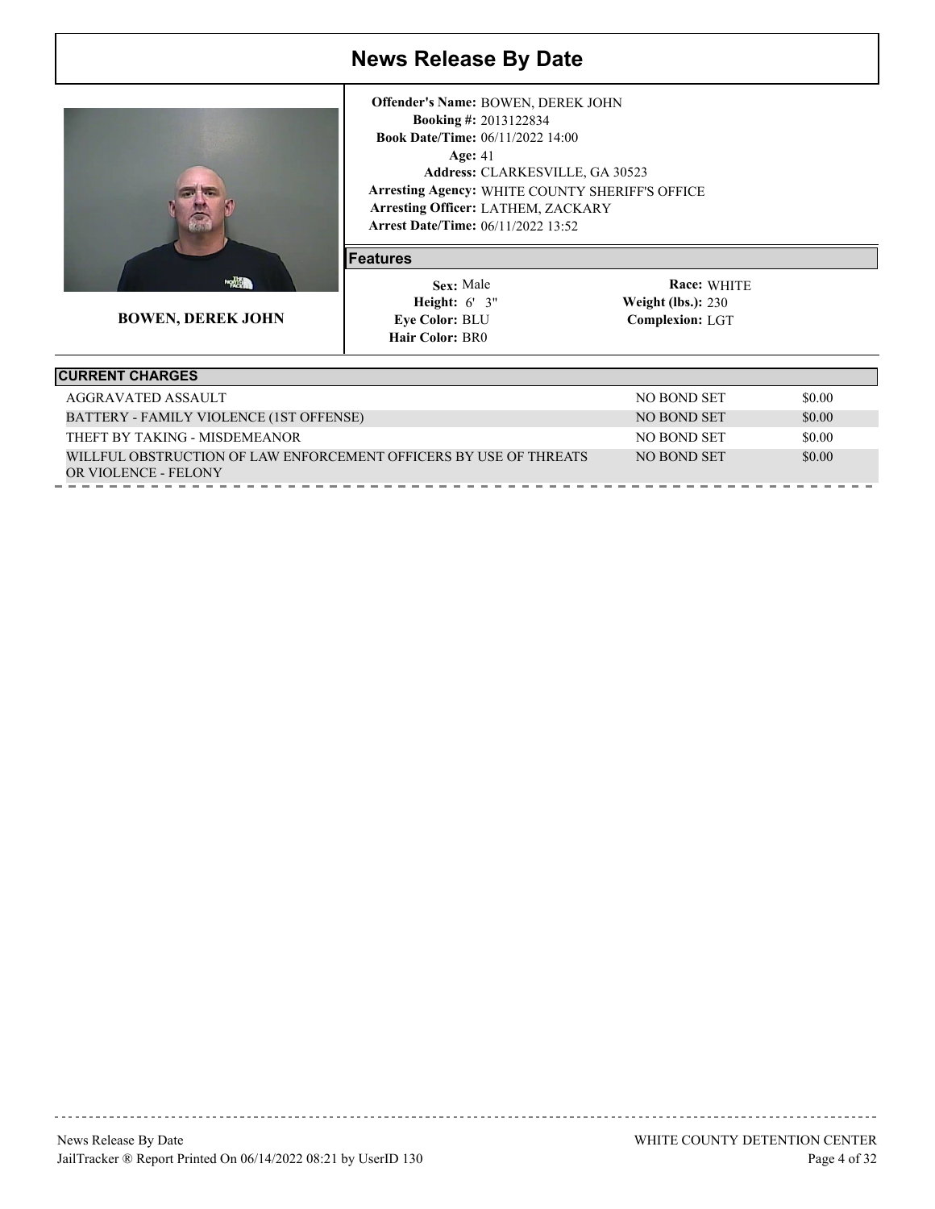# News Release By Date

**BOWEN, DEREK JOHN**

**Offender's Name:** BOWEN, DEREK JOHN
**Booking #:** 2013122834
**Book Date/Time:** 06/11/2022 14:00
**Age:** 41
**Address:** CLARKESVILLE, GA 30523
**Arresting Agency:** WHITE COUNTY SHERIFF'S OFFICE
**Arresting Officer:** LATHEM, ZACKARY
**Arrest Date/Time:** 06/11/2022 13:52

## Features

| | |
|---|---|
| **Sex:** Male | **Race:** WHITE |
| **Height:** 6' 3" | **Weight (lbs.):** 230 |
| **Eye Color:** BLU | **Complexion:** LGT |
| **Hair Color:** BR0 | |

## CURRENT CHARGES

| | | |
|---|---|---|
| AGGRAVATED ASSAULT | NO BOND SET | $0.00 |
| BATTERY - FAMILY VIOLENCE (1ST OFFENSE) | NO BOND SET | $0.00 |
| THEFT BY TAKING - MISDEMEANOR | NO BOND SET | $0.00 |
| WILLFUL OBSTRUCTION OF LAW ENFORCEMENT OFFICERS BY USE OF THREATS OR VIOLENCE - FELONY | NO BOND SET | $0.00 |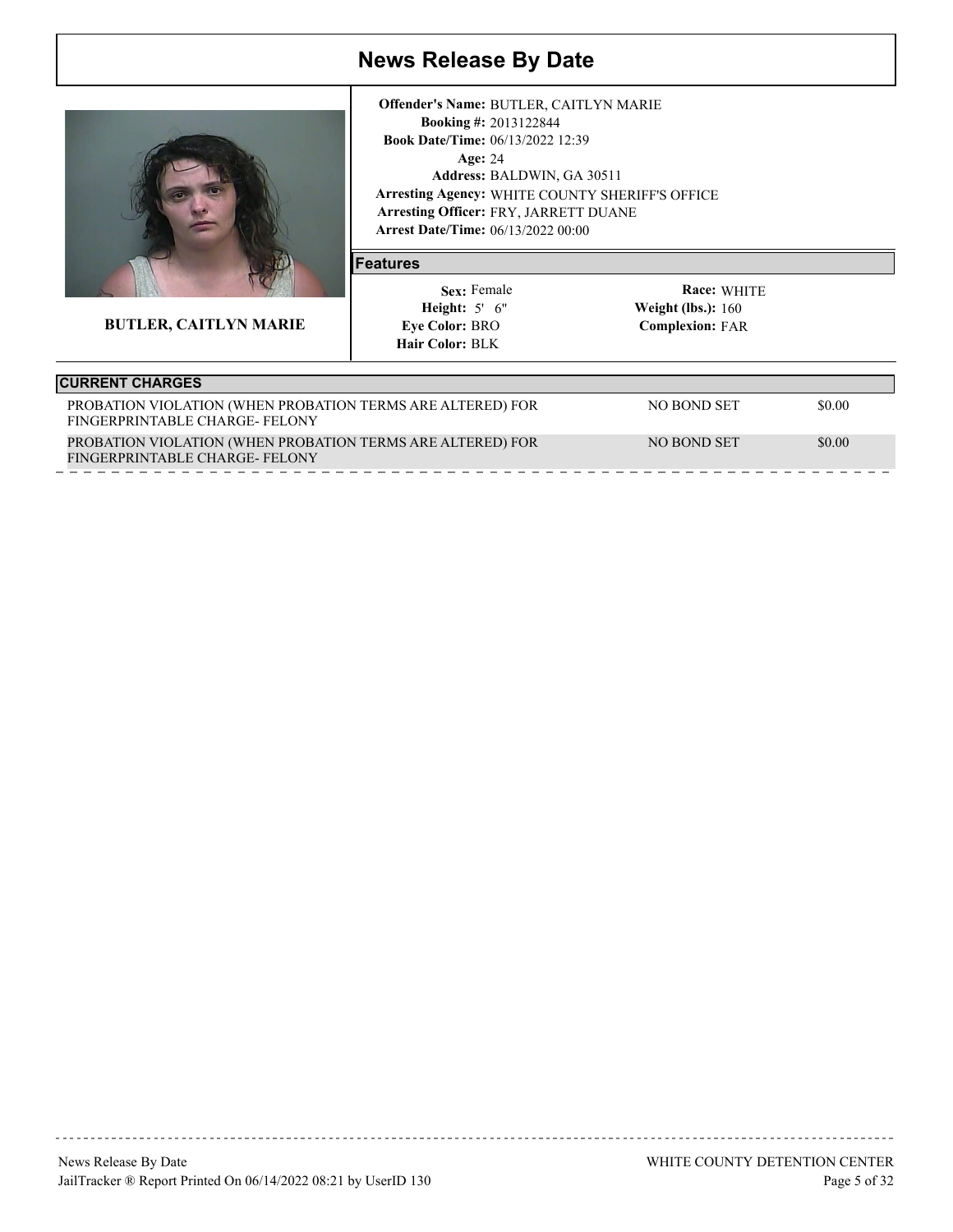# News Release By Date

**BUTLER, CAITLYN MARIE**

**Offender's Name:** BUTLER, CAITLYN MARIE
**Booking #:** 2013122844
**Book Date/Time:** 06/13/2022 12:39
**Age:** 24
**Address:** BALDWIN, GA 30511
**Arresting Agency:** WHITE COUNTY SHERIFF'S OFFICE
**Arresting Officer:** FRY, JARRETT DUANE
**Arrest Date/Time:** 06/13/2022 00:00

## Features

| | |
|---|---|
| **Sex:** Female | **Race:** WHITE |
| **Height:** 5' 6" | **Weight (lbs.):** 160 |
| **Eye Color:** BRO | **Complexion:** FAR |
| **Hair Color:** BLK | |

## CURRENT CHARGES

| | | |
|---|---|---|
| PROBATION VIOLATION (WHEN PROBATION TERMS ARE ALTERED) FOR FINGERPRINTABLE CHARGE- FELONY | NO BOND SET | $0.00 |
| PROBATION VIOLATION (WHEN PROBATION TERMS ARE ALTERED) FOR FINGERPRINTABLE CHARGE- FELONY | NO BOND SET | $0.00 |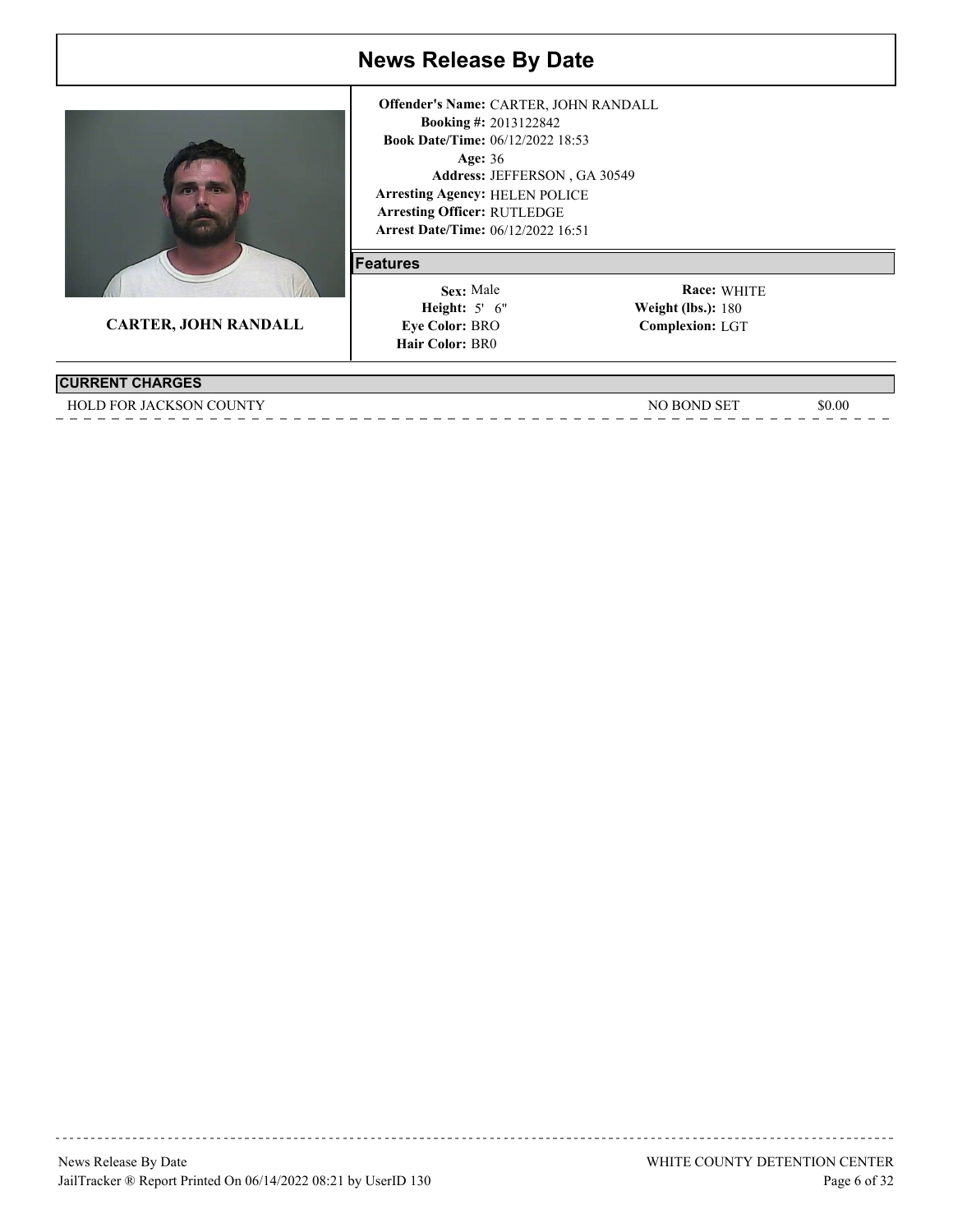# News Release By Date

**CARTER, JOHN RANDALL**

**Offender's Name:** CARTER, JOHN RANDALL
**Booking #:** 2013122842
**Book Date/Time:** 06/12/2022 18:53
**Age:** 36
**Address:** JEFFERSON , GA 30549
**Arresting Agency:** HELEN POLICE
**Arresting Officer:** RUTLEDGE
**Arrest Date/Time:** 06/12/2022 16:51

## Features

**Sex:** Male
**Height:** 5' 6"
**Eye Color:** BRO
**Hair Color:** BR0
**Race:** WHITE
**Weight (lbs.):** 180
**Complexion:** LGT

## CURRENT CHARGES

| | | |
|---|---|---|
| HOLD FOR JACKSON COUNTY | NO BOND SET | $0.00 |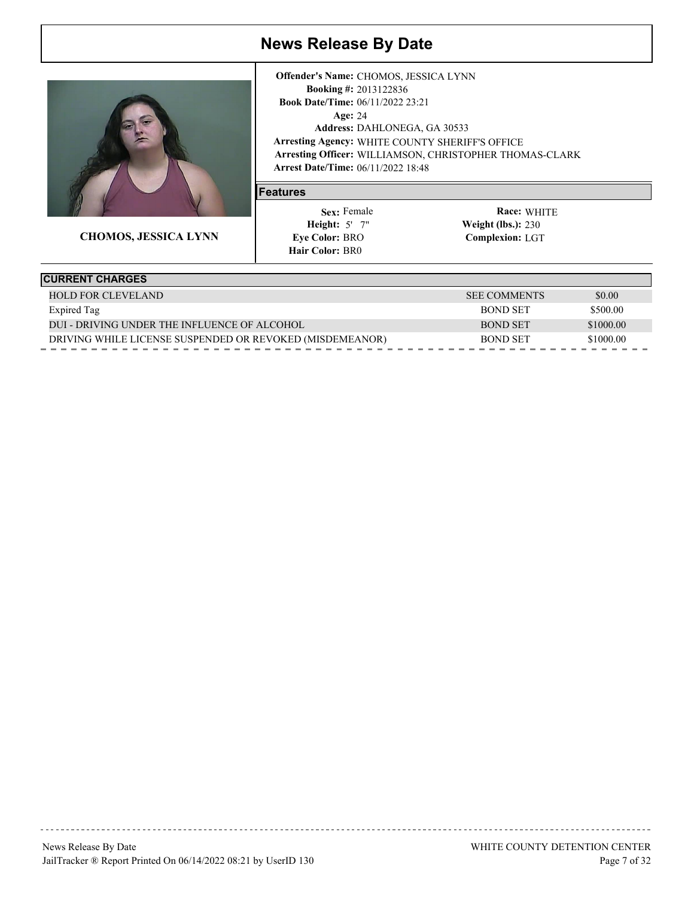# News Release By Date

**CHOMOS, JESSICA LYNN**

**Offender's Name:** CHOMOS, JESSICA LYNN
**Booking #:** 2013122836
**Book Date/Time:** 06/11/2022 23:21
**Age:** 24
**Address:** DAHLONEGA, GA 30533
**Arresting Agency:** WHITE COUNTY SHERIFF'S OFFICE
**Arresting Officer:** WILLIAMSON, CHRISTOPHER THOMAS-CLARK
**Arrest Date/Time:** 06/11/2022 18:48

## Features

**Sex:** Female
**Height:** 5' 7"
**Eye Color:** BRO
**Hair Color:** BR0
**Race:** WHITE
**Weight (lbs.):** 230
**Complexion:** LGT

## CURRENT CHARGES

| | | |
|---|---|---|
| HOLD FOR CLEVELAND | SEE COMMENTS | $0.00 |
| Expired Tag | BOND SET | $500.00 |
| DUI - DRIVING UNDER THE INFLUENCE OF ALCOHOL | BOND SET | $1000.00 |
| DRIVING WHILE LICENSE SUSPENDED OR REVOKED (MISDEMEANOR) | BOND SET | $1000.00 |

News Release By Date
JailTracker ® Report Printed On 06/14/2022 08:21 by UserID 130
WHITE COUNTY DETENTION CENTER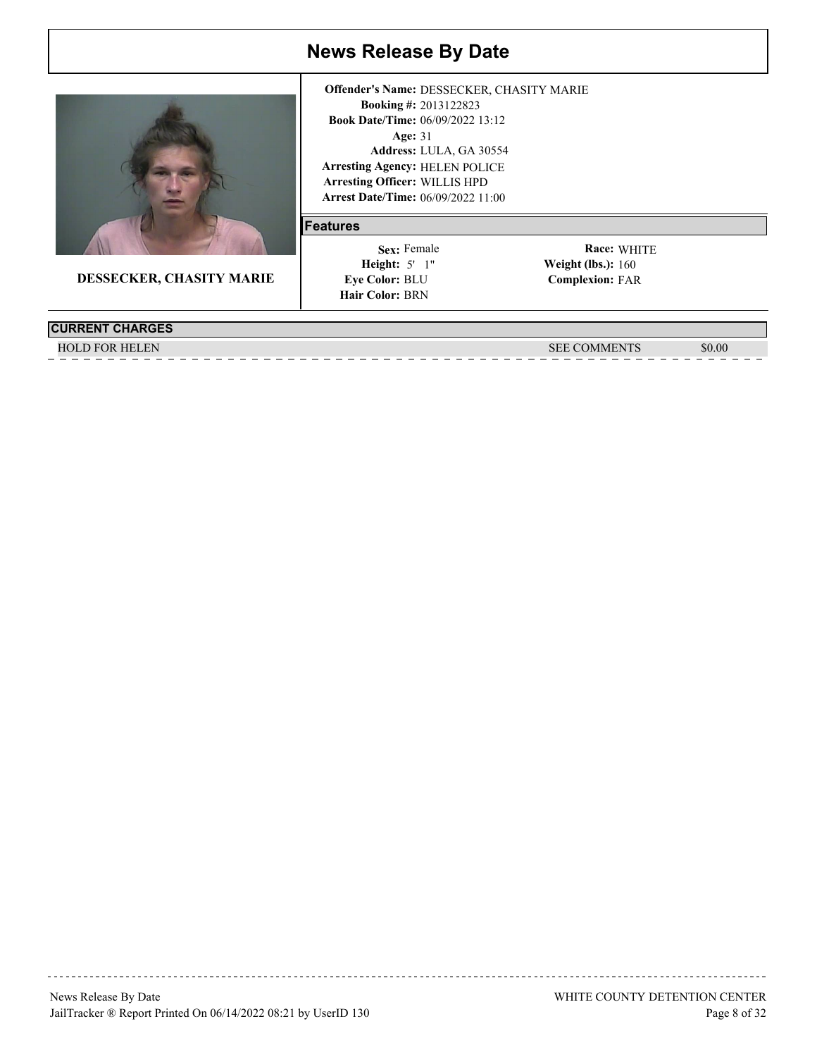# News Release By Date

**DESSECKER, CHASITY MARIE**

**Offender's Name:** DESSECKER, CHASITY MARIE
**Booking #:** 2013122823
**Book Date/Time:** 06/09/2022 13:12
**Age:** 31
**Address:** LULA, GA 30554
**Arresting Agency:** HELEN POLICE
**Arresting Officer:** WILLIS HPD
**Arrest Date/Time:** 06/09/2022 11:00

## Features

**Sex:** Female
**Height:** 5' 1"
**Eye Color:** BLU
**Hair Color:** BRN
**Race:** WHITE
**Weight (lbs.):** 160
**Complexion:** FAR

## CURRENT CHARGES

| | | |
|---|---|---|
| HOLD FOR HELEN | SEE COMMENTS | $0.00 |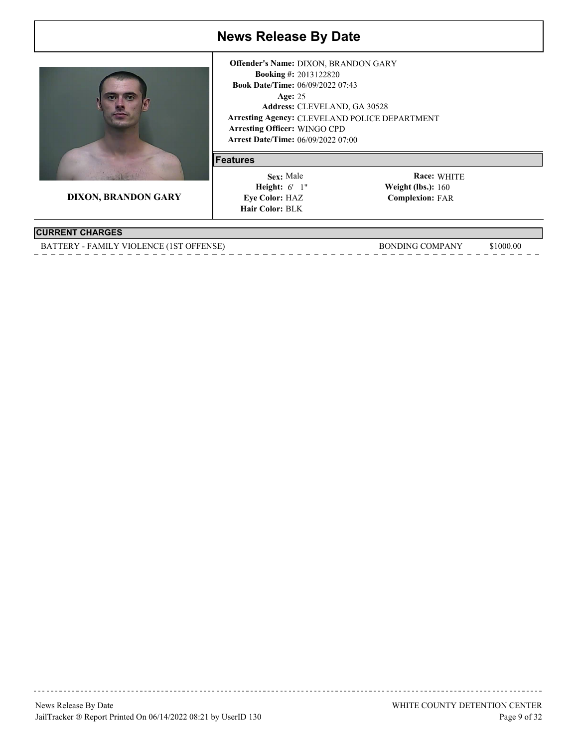# News Release By Date

**DIXON, BRANDON GARY**

**Offender's Name:** DIXON, BRANDON GARY
**Booking #:** 2013122820
**Book Date/Time:** 06/09/2022 07:43
**Age:** 25
**Address:** CLEVELAND, GA 30528
**Arresting Agency:** CLEVELAND POLICE DEPARTMENT
**Arresting Officer:** WINGO CPD
**Arrest Date/Time:** 06/09/2022 07:00

## Features

**Sex:** Male
**Height:** 6' 1"
**Eye Color:** HAZ
**Hair Color:** BLK
**Race:** WHITE
**Weight (lbs.):** 160
**Complexion:** FAR

## CURRENT CHARGES

| | | |
|---|---|---|
| BATTERY - FAMILY VIOLENCE (1ST OFFENSE) | BONDING COMPANY | $1000.00 |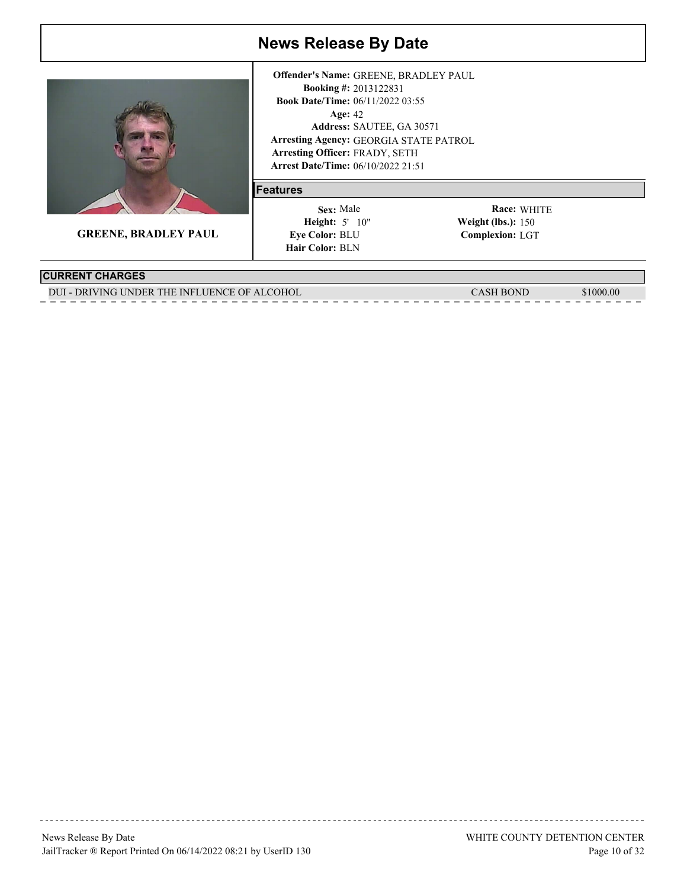# News Release By Date

**GREENE, BRADLEY PAUL**

**Offender's Name:** GREENE, BRADLEY PAUL
**Booking #:** 2013122831
**Book Date/Time:** 06/11/2022 03:55
**Age:** 42
**Address:** SAUTEE, GA 30571
**Arresting Agency:** GEORGIA STATE PATROL
**Arresting Officer:** FRADY, SETH
**Arrest Date/Time:** 06/10/2022 21:51

## Features

**Sex:** Male
**Height:** 5' 10"
**Eye Color:** BLU
**Hair Color:** BLN
**Race:** WHITE
**Weight (lbs.):** 150
**Complexion:** LGT

## CURRENT CHARGES

| | | |
|---|---|---|
| DUI - DRIVING UNDER THE INFLUENCE OF ALCOHOL | CASH BOND | $1000.00 |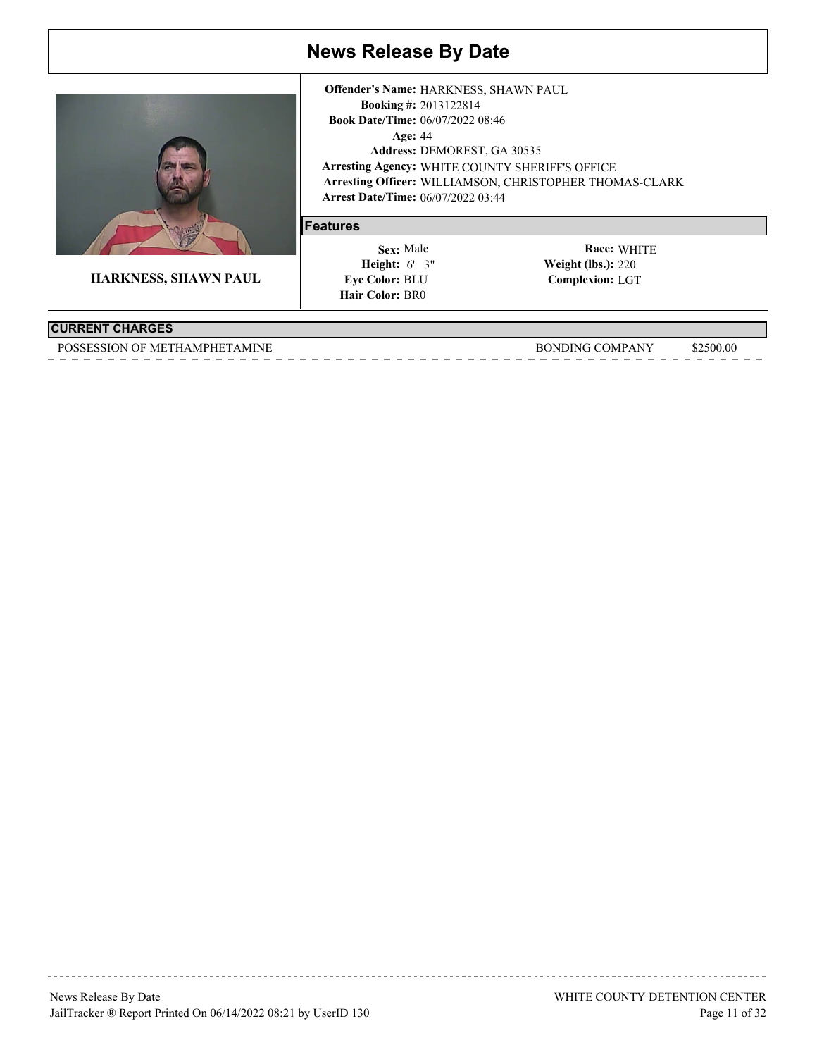# News Release By Date

**HARKNESS, SHAWN PAUL**

**Offender's Name:** HARKNESS, SHAWN PAUL
**Booking #:** 2013122814
**Book Date/Time:** 06/07/2022 08:46
**Age:** 44
**Address:** DEMOREST, GA 30535
**Arresting Agency:** WHITE COUNTY SHERIFF'S OFFICE
**Arresting Officer:** WILLIAMSON, CHRISTOPHER THOMAS-CLARK
**Arrest Date/Time:** 06/07/2022 03:44

## Features

**Sex:** Male
**Height:** 6' 3"
**Eye Color:** BLU
**Hair Color:** BR0
**Race:** WHITE
**Weight (lbs.):** 220
**Complexion:** LGT

## CURRENT CHARGES

| | | |
|---|---|---|
| POSSESSION OF METHAMPHETAMINE | BONDING COMPANY | $2500.00 |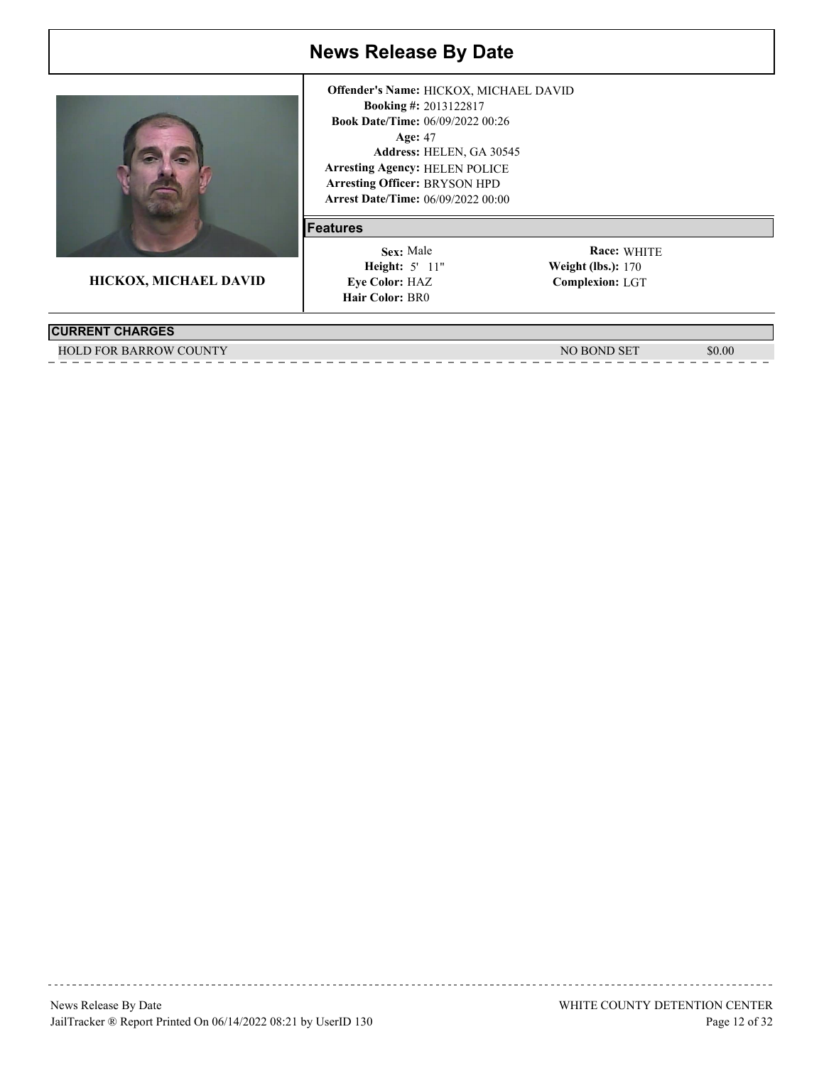# News Release By Date

**HICKOX, MICHAEL DAVID**

**Offender's Name:** HICKOX, MICHAEL DAVID
**Booking #:** 2013122817
**Book Date/Time:** 06/09/2022 00:26
**Age:** 47
**Address:** HELEN, GA 30545
**Arresting Agency:** HELEN POLICE
**Arresting Officer:** BRYSON HPD
**Arrest Date/Time:** 06/09/2022 00:00

## Features

**Sex:** Male
**Height:** 5' 11"
**Eye Color:** HAZ
**Hair Color:** BR0
**Race:** WHITE
**Weight (lbs.):** 170
**Complexion:** LGT

## CURRENT CHARGES

| | | |
|---|---|---|
| HOLD FOR BARROW COUNTY | NO BOND SET | $0.00 |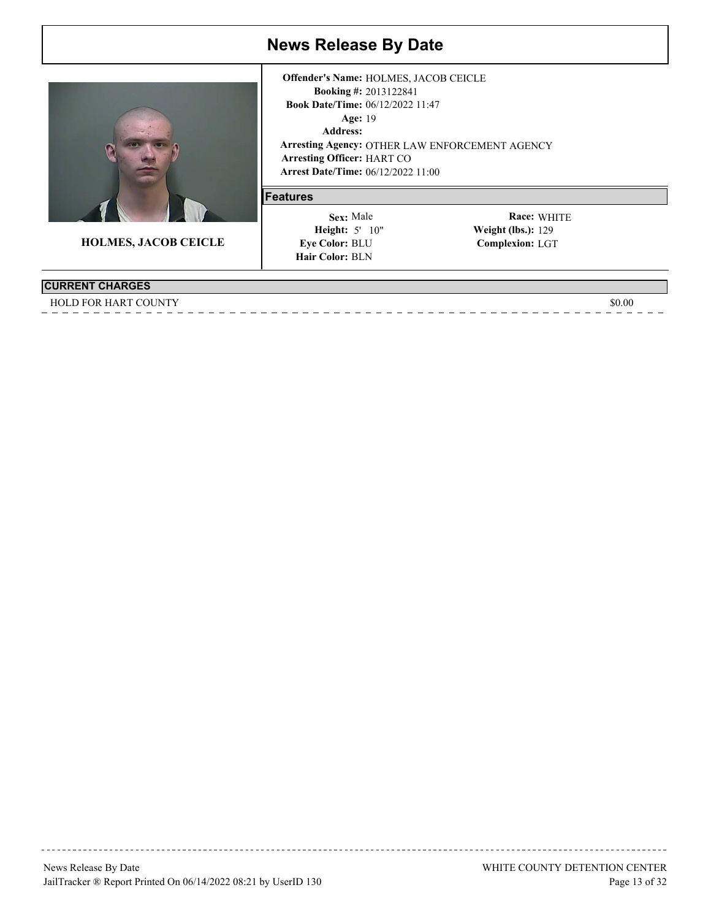# News Release By Date

**HOLMES, JACOB CEICLE**

**Offender's Name:** HOLMES, JACOB CEICLE
**Booking #:** 2013122841
**Book Date/Time:** 06/12/2022 11:47
**Age:** 19
**Address:**
**Arresting Agency:** OTHER LAW ENFORCEMENT AGENCY
**Arresting Officer:** HART CO
**Arrest Date/Time:** 06/12/2022 11:00

## Features

**Sex:** Male
**Height:** 5' 10"
**Eye Color:** BLU
**Hair Color:** BLN
**Race:** WHITE
**Weight (lbs.):** 129
**Complexion:** LGT

## CURRENT CHARGES

| | |
|---|---|
| HOLD FOR HART COUNTY | $0.00 |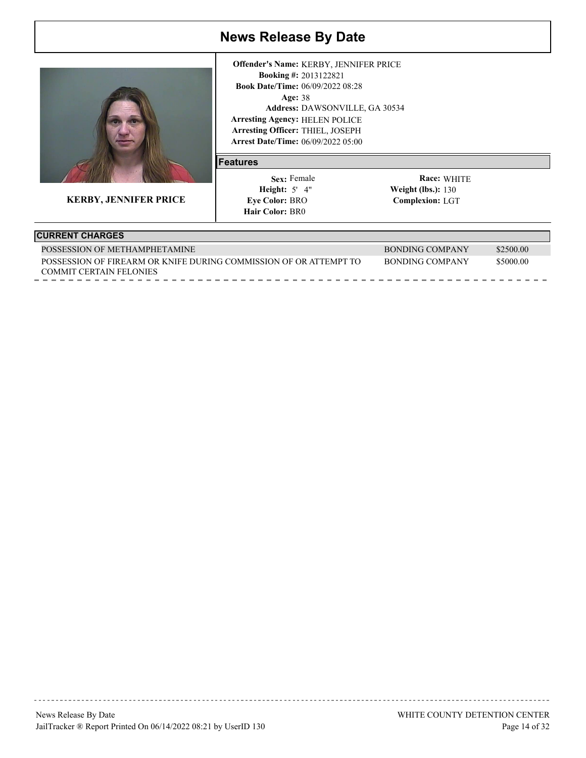# News Release By Date

**KERBY, JENNIFER PRICE**

**Offender's Name:** KERBY, JENNIFER PRICE
**Booking #:** 2013122821
**Book Date/Time:** 06/09/2022 08:28
**Age:** 38
**Address:** DAWSONVILLE, GA 30534
**Arresting Agency:** HELEN POLICE
**Arresting Officer:** THIEL, JOSEPH
**Arrest Date/Time:** 06/09/2022 05:00

## Features

**Sex:** Female
**Height:** 5' 4"
**Eye Color:** BRO
**Hair Color:** BR0
**Race:** WHITE
**Weight (lbs.):** 130
**Complexion:** LGT

## CURRENT CHARGES

| | | |
|---|---|---|
| POSSESSION OF METHAMPHETAMINE | BONDING COMPANY | $2500.00 |
| POSSESSION OF FIREARM OR KNIFE DURING COMMISSION OF OR ATTEMPT TO COMMIT CERTAIN FELONIES | BONDING COMPANY | $5000.00 |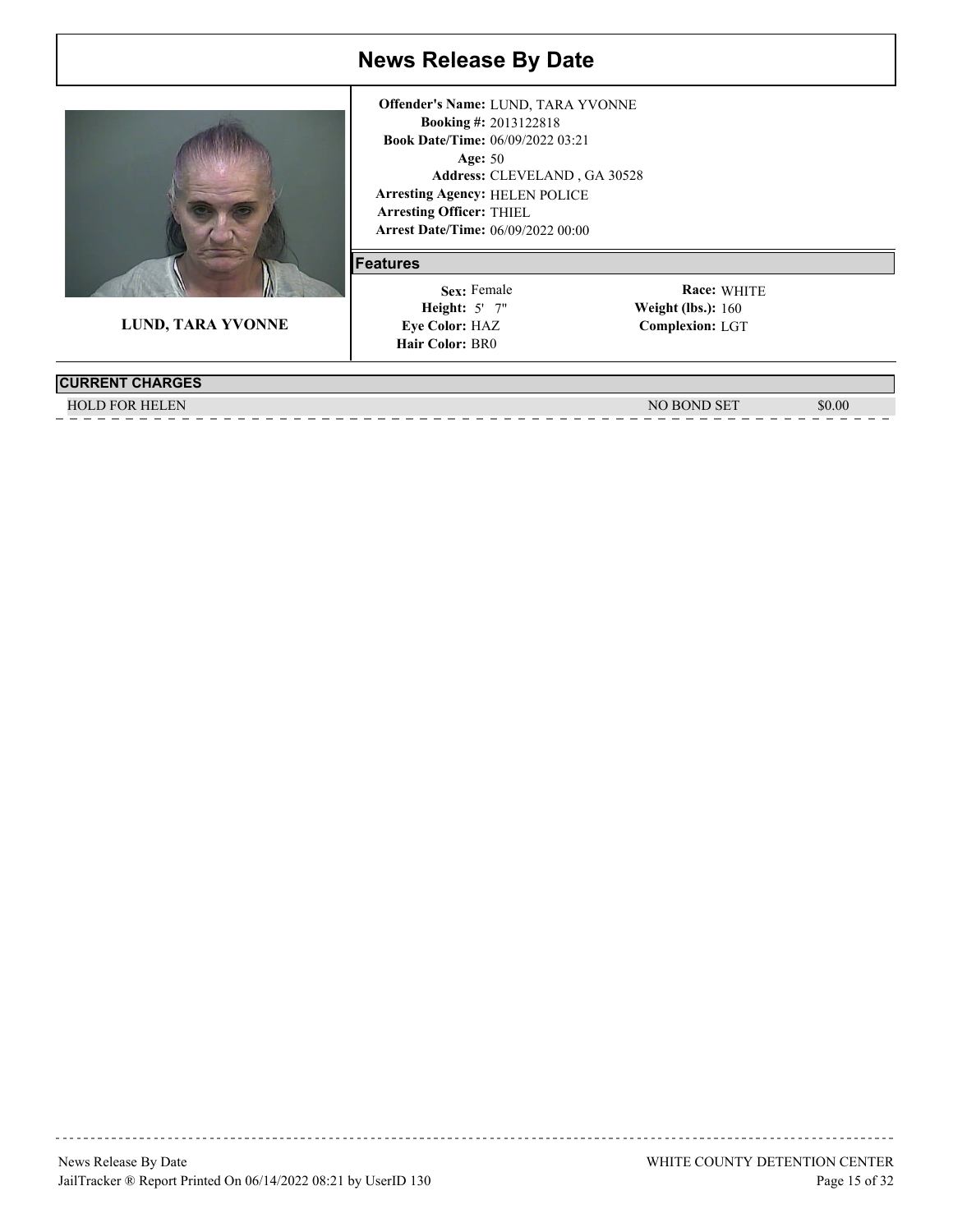# News Release By Date

**LUND, TARA YVONNE**

**Offender's Name:** LUND, TARA YVONNE
**Booking #:** 2013122818
**Book Date/Time:** 06/09/2022 03:21
**Age:** 50
**Address:** CLEVELAND , GA 30528
**Arresting Agency:** HELEN POLICE
**Arresting Officer:** THIEL
**Arrest Date/Time:** 06/09/2022 00:00

## Features

**Sex:** Female
**Height:** 5' 7"
**Eye Color:** HAZ
**Hair Color:** BR0
**Race:** WHITE
**Weight (lbs.):** 160
**Complexion:** LGT

## CURRENT CHARGES

| | | |
|---|---|---|
| HOLD FOR HELEN | NO BOND SET | $0.00 |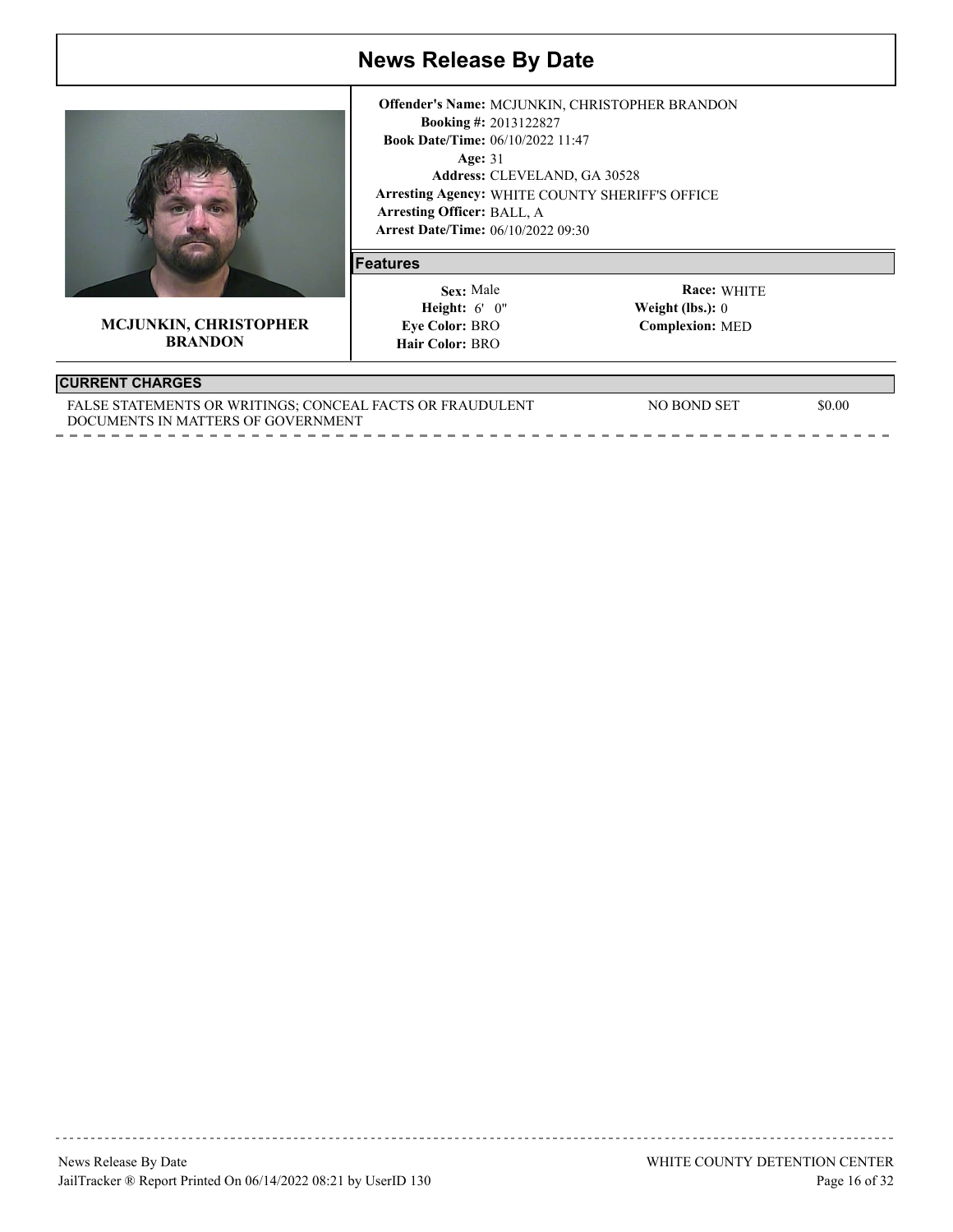# News Release By Date

**MCJUNKIN, CHRISTOPHER BRANDON**

**Offender's Name:** MCJUNKIN, CHRISTOPHER BRANDON
**Booking #:** 2013122827
**Book Date/Time:** 06/10/2022 11:47
**Age:** 31
**Address:** CLEVELAND, GA 30528
**Arresting Agency:** WHITE COUNTY SHERIFF'S OFFICE
**Arresting Officer:** BALL, A
**Arrest Date/Time:** 06/10/2022 09:30

## Features

**Sex:** Male
**Height:** 6' 0"
**Eye Color:** BRO
**Hair Color:** BRO
**Race:** WHITE
**Weight (lbs.):** 0
**Complexion:** MED

## CURRENT CHARGES

| | | |
|---|---|---|
| FALSE STATEMENTS OR WRITINGS; CONCEAL FACTS OR FRAUDULENT DOCUMENTS IN MATTERS OF GOVERNMENT | NO BOND SET | $0.00 |

News Release By Date
JailTracker ® Report Printed On 06/14/2022 08:21 by UserID 130
WHITE COUNTY DETENTION CENTER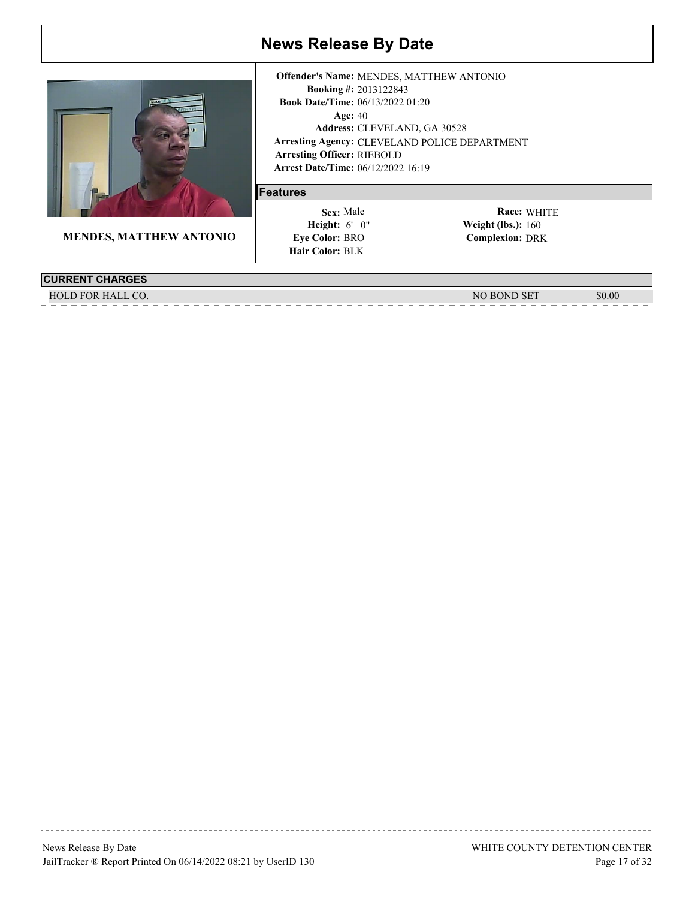# News Release By Date

**MENDES, MATTHEW ANTONIO**

**Offender's Name:** MENDES, MATTHEW ANTONIO
**Booking #:** 2013122843
**Book Date/Time:** 06/13/2022 01:20
**Age:** 40
**Address:** CLEVELAND, GA 30528
**Arresting Agency:** CLEVELAND POLICE DEPARTMENT
**Arresting Officer:** RIEBOLD
**Arrest Date/Time:** 06/12/2022 16:19

## Features

**Sex:** Male
**Height:** 6' 0"
**Eye Color:** BRO
**Hair Color:** BLK
**Race:** WHITE
**Weight (lbs.):** 160
**Complexion:** DRK

## CURRENT CHARGES

| | | |
|---|---|---|
| HOLD FOR HALL CO. | NO BOND SET | $0.00 |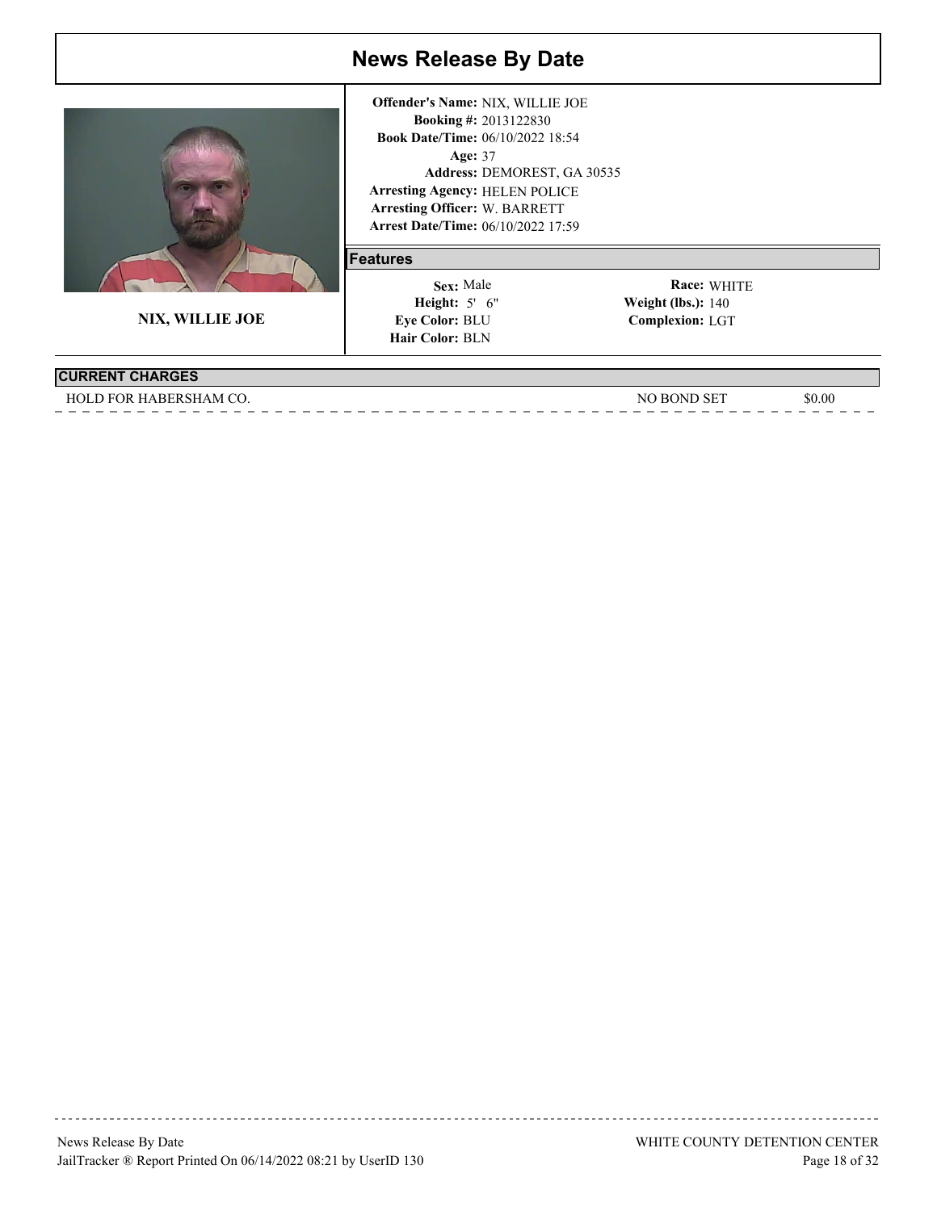# News Release By Date

**NIX, WILLIE JOE**

**Offender's Name:** NIX, WILLIE JOE
**Booking #:** 2013122830
**Book Date/Time:** 06/10/2022 18:54
**Age:** 37
**Address:** DEMOREST, GA 30535
**Arresting Agency:** HELEN POLICE
**Arresting Officer:** W. BARRETT
**Arrest Date/Time:** 06/10/2022 17:59

## Features

**Sex:** Male
**Height:** 5' 6"
**Eye Color:** BLU
**Hair Color:** BLN
**Race:** WHITE
**Weight (lbs.):** 140
**Complexion:** LGT

## CURRENT CHARGES

| | | |
|---|---|---|
| HOLD FOR HABERSHAM CO. | NO BOND SET | $0.00 |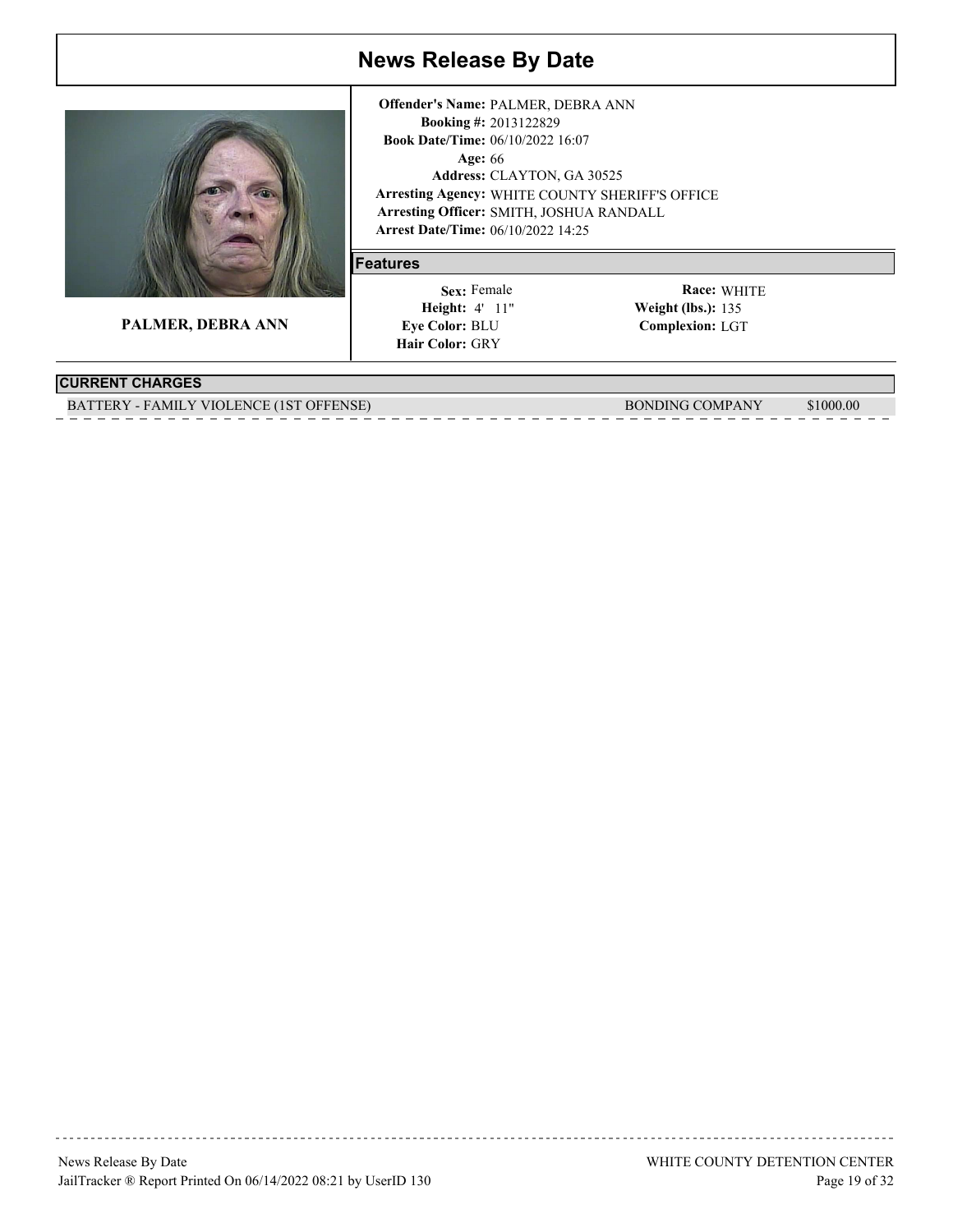# News Release By Date

**PALMER, DEBRA ANN**

**Offender's Name:** PALMER, DEBRA ANN
**Booking #:** 2013122829
**Book Date/Time:** 06/10/2022 16:07
**Age:** 66
**Address:** CLAYTON, GA 30525
**Arresting Agency:** WHITE COUNTY SHERIFF'S OFFICE
**Arresting Officer:** SMITH, JOSHUA RANDALL
**Arrest Date/Time:** 06/10/2022 14:25

## Features

**Sex:** Female
**Height:** 4' 11"
**Eye Color:** BLU
**Hair Color:** GRY
**Race:** WHITE
**Weight (lbs.):** 135
**Complexion:** LGT

## CURRENT CHARGES

| | | |
|---|---|---|
| BATTERY - FAMILY VIOLENCE (1ST OFFENSE) | BONDING COMPANY | $1000.00 |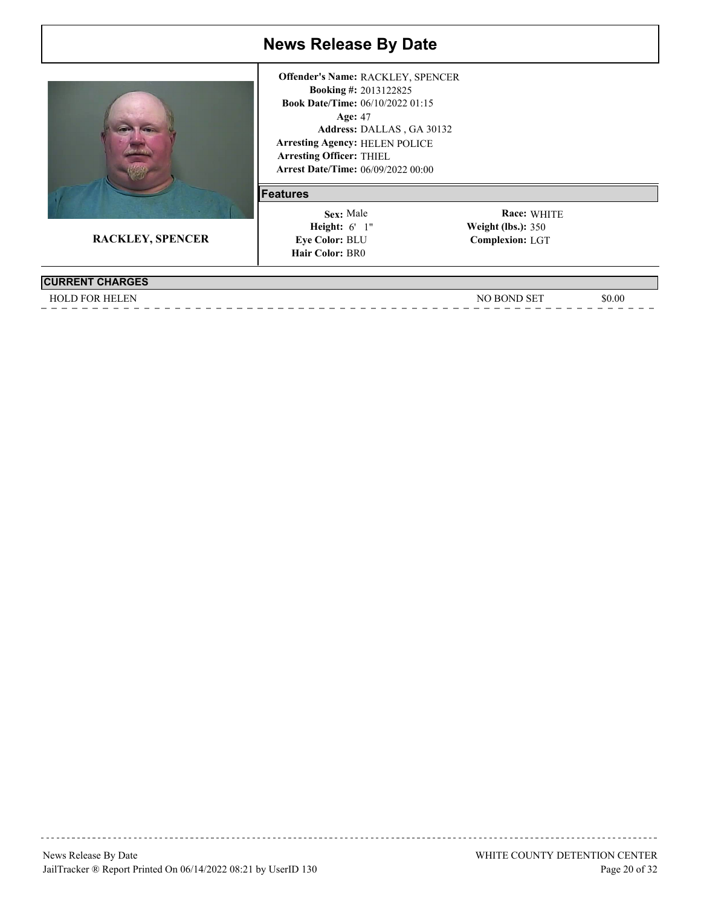# News Release By Date

**RACKLEY, SPENCER**

**Offender's Name:** RACKLEY, SPENCER
**Booking #:** 2013122825
**Book Date/Time:** 06/10/2022 01:15
**Age:** 47
**Address:** DALLAS , GA 30132
**Arresting Agency:** HELEN POLICE
**Arresting Officer:** THIEL
**Arrest Date/Time:** 06/09/2022 00:00

## Features

**Sex:** Male
**Height:** 6' 1"
**Eye Color:** BLU
**Hair Color:** BR0
**Race:** WHITE
**Weight (lbs.):** 350
**Complexion:** LGT

## CURRENT CHARGES

| | | |
|---|---|---|
| HOLD FOR HELEN | NO BOND SET | $0.00 |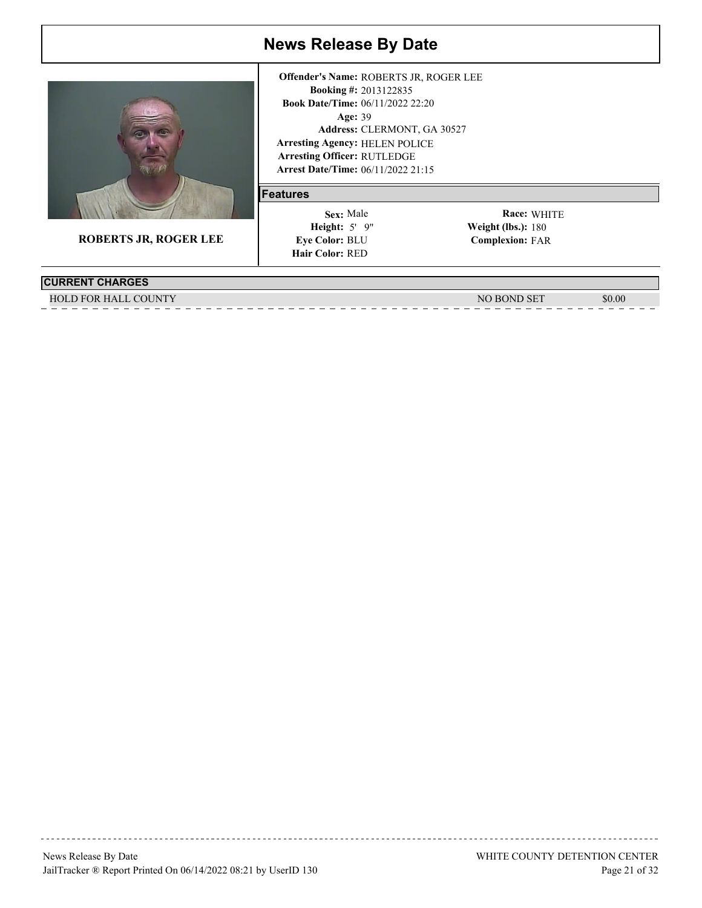# News Release By Date

**ROBERTS JR, ROGER LEE**

**Offender's Name:** ROBERTS JR, ROGER LEE
**Booking #:** 2013122835
**Book Date/Time:** 06/11/2022 22:20
**Age:** 39
**Address:** CLERMONT, GA 30527
**Arresting Agency:** HELEN POLICE
**Arresting Officer:** RUTLEDGE
**Arrest Date/Time:** 06/11/2022 21:15

## Features

| | | | |
|---|---|---|---|
| **Sex:** | Male | **Race:** | WHITE |
| **Height:** | 5' 9" | **Weight (lbs.):** | 180 |
| **Eye Color:** | BLU | **Complexion:** | FAR |
| **Hair Color:** | RED | | |

## CURRENT CHARGES

| | | |
|---|---|---|
| HOLD FOR HALL COUNTY | NO BOND SET | $0.00 |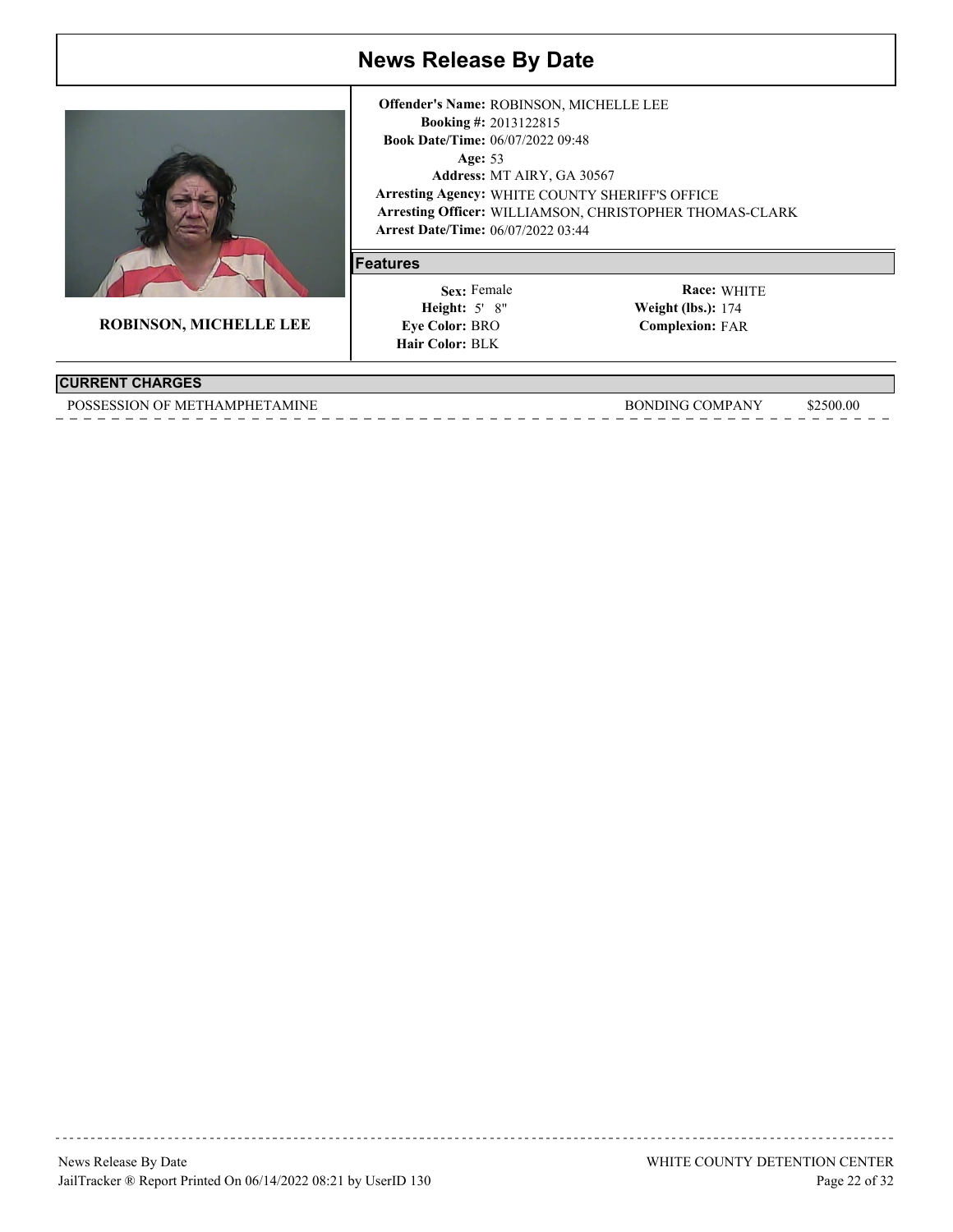# News Release By Date

**ROBINSON, MICHELLE LEE**

**Offender's Name:** ROBINSON, MICHELLE LEE
**Booking #:** 2013122815
**Book Date/Time:** 06/07/2022 09:48
**Age:** 53
**Address:** MT AIRY, GA 30567
**Arresting Agency:** WHITE COUNTY SHERIFF'S OFFICE
**Arresting Officer:** WILLIAMSON, CHRISTOPHER THOMAS-CLARK
**Arrest Date/Time:** 06/07/2022 03:44

## Features

**Sex:** Female
**Race:** WHITE
**Height:** 5' 8"
**Weight (lbs.):** 174
**Eye Color:** BRO
**Complexion:** FAR
**Hair Color:** BLK

## CURRENT CHARGES

| | | |
|---|---|---|
| POSSESSION OF METHAMPHETAMINE | BONDING COMPANY | $2500.00 |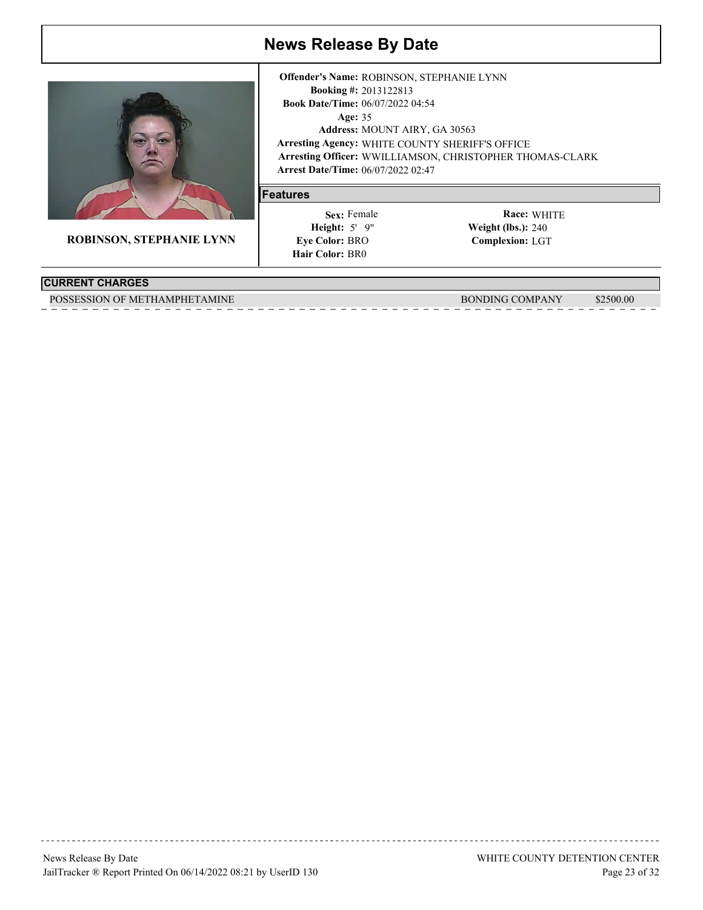# News Release By Date

**ROBINSON, STEPHANIE LYNN**

**Offender's Name:** ROBINSON, STEPHANIE LYNN
**Booking #:** 2013122813
**Book Date/Time:** 06/07/2022 04:54
**Age:** 35
**Address:** MOUNT AIRY, GA 30563
**Arresting Agency:** WHITE COUNTY SHERIFF'S OFFICE
**Arresting Officer:** WWILLIAMSON, CHRISTOPHER THOMAS-CLARK
**Arrest Date/Time:** 06/07/2022 02:47

## Features

**Sex:** Female
**Height:** 5' 9"
**Eye Color:** BRO
**Hair Color:** BR0
**Race:** WHITE
**Weight (lbs.):** 240
**Complexion:** LGT

## CURRENT CHARGES

| | | |
|---|---|---|
| POSSESSION OF METHAMPHETAMINE | BONDING COMPANY | $2500.00 |

News Release By Date
JailTracker ® Report Printed On 06/14/2022 08:21 by UserID 130
WHITE COUNTY DETENTION CENTER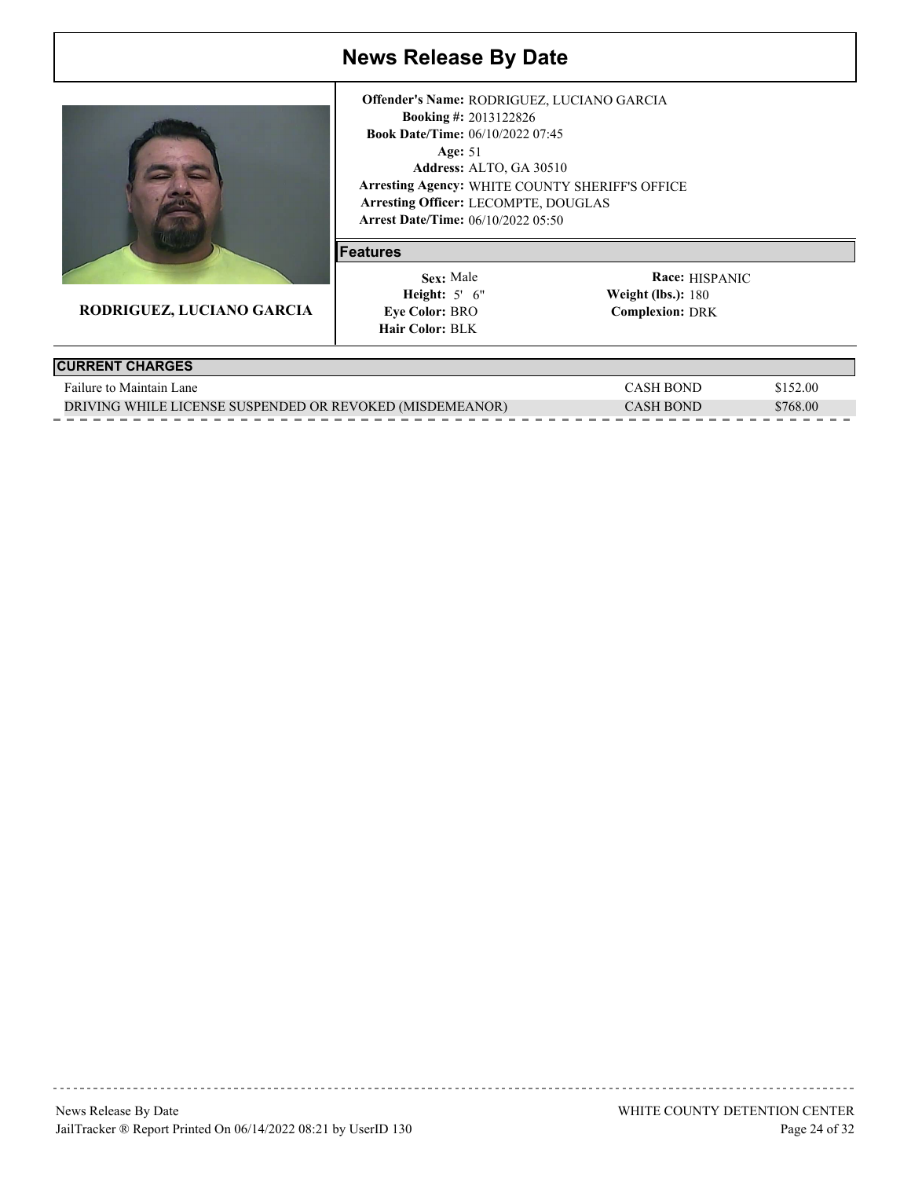# News Release By Date

**RODRIGUEZ, LUCIANO GARCIA**

**Offender's Name:** RODRIGUEZ, LUCIANO GARCIA
**Booking #:** 2013122826
**Book Date/Time:** 06/10/2022 07:45
**Age:** 51
**Address:** ALTO, GA 30510
**Arresting Agency:** WHITE COUNTY SHERIFF'S OFFICE
**Arresting Officer:** LECOMPTE, DOUGLAS
**Arrest Date/Time:** 06/10/2022 05:50

## Features

**Sex:** Male
**Height:** 5' 6"
**Eye Color:** BRO
**Hair Color:** BLK
**Race:** HISPANIC
**Weight (lbs.):** 180
**Complexion:** DRK

## CURRENT CHARGES

| | | |
|---|---|---|
| Failure to Maintain Lane | CASH BOND | $152.00 |
| DRIVING WHILE LICENSE SUSPENDED OR REVOKED (MISDEMEANOR) | CASH BOND | $768.00 |

News Release By Date
JailTracker ® Report Printed On 06/14/2022 08:21 by UserID 130

WHITE COUNTY DETENTION CENTER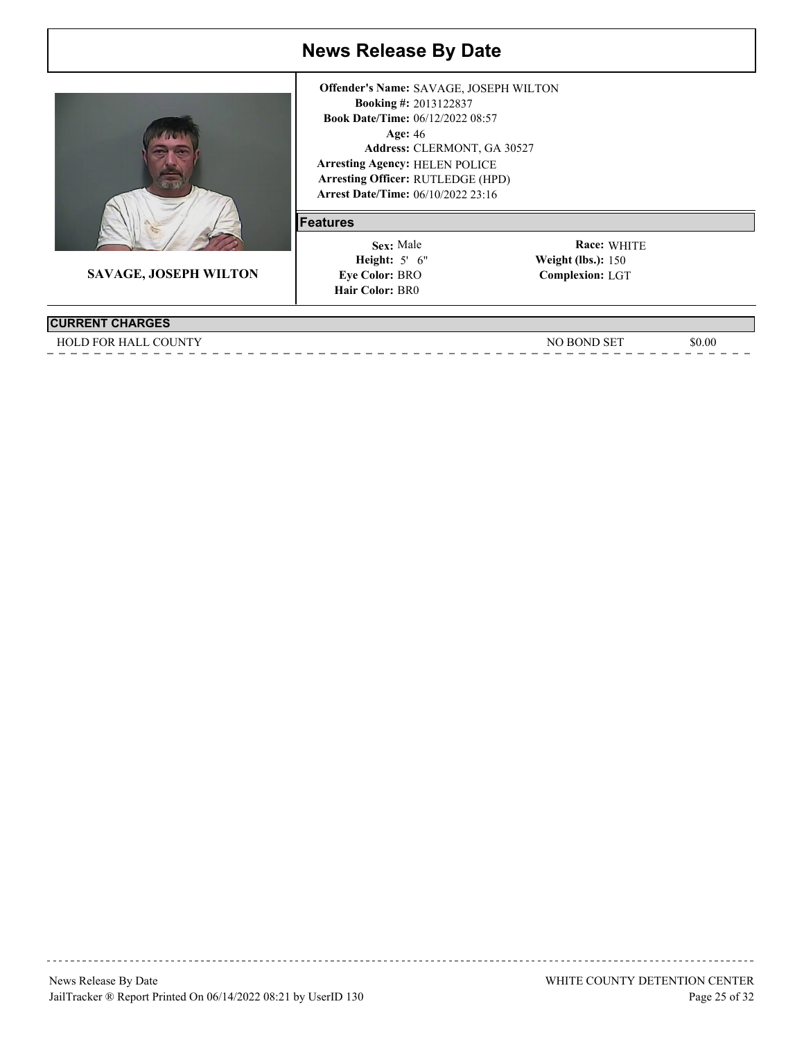# News Release By Date

**SAVAGE, JOSEPH WILTON**

**Offender's Name:** SAVAGE, JOSEPH WILTON
**Booking #:** 2013122837
**Book Date/Time:** 06/12/2022 08:57
**Age:** 46
**Address:** CLERMONT, GA 30527
**Arresting Agency:** HELEN POLICE
**Arresting Officer:** RUTLEDGE (HPD)
**Arrest Date/Time:** 06/10/2022 23:16

## Features

| | | | |
|---|---|---|---|
| **Sex:** | Male | **Race:** | WHITE |
| **Height:** | 5' 6" | **Weight (lbs.):** | 150 |
| **Eye Color:** | BRO | **Complexion:** | LGT |
| **Hair Color:** | BR0 | | |

## CURRENT CHARGES

| | | |
|---|---|---|
| HOLD FOR HALL COUNTY | NO BOND SET | $0.00 |

News Release By Date
JailTracker ® Report Printed On 06/14/2022 08:21 by UserID 130
WHITE COUNTY DETENTION CENTER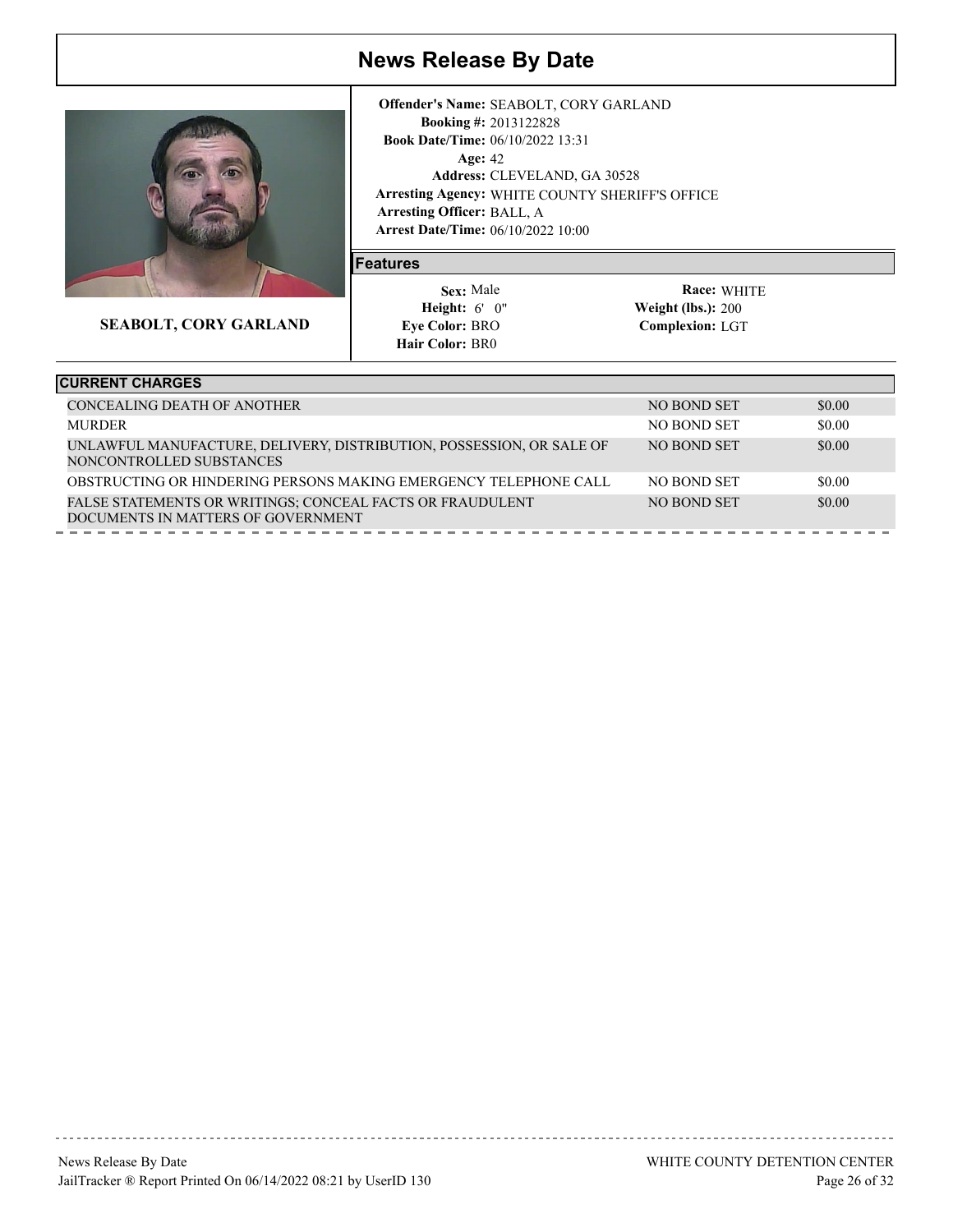# News Release By Date

**SEABOLT, CORY GARLAND**

**Offender's Name:** SEABOLT, CORY GARLAND
**Booking #:** 2013122828
**Book Date/Time:** 06/10/2022 13:31
**Age:** 42
**Address:** CLEVELAND, GA 30528
**Arresting Agency:** WHITE COUNTY SHERIFF'S OFFICE
**Arresting Officer:** BALL, A
**Arrest Date/Time:** 06/10/2022 10:00

## Features

**Sex:** Male
**Height:** 6' 0"
**Eye Color:** BRO
**Hair Color:** BR0
**Race:** WHITE
**Weight (lbs.):** 200
**Complexion:** LGT

## CURRENT CHARGES

| | | |
|---|---|---|
| CONCEALING DEATH OF ANOTHER | NO BOND SET | $0.00 |
| MURDER | NO BOND SET | $0.00 |
| UNLAWFUL MANUFACTURE, DELIVERY, DISTRIBUTION, POSSESSION, OR SALE OF NONCONTROLLED SUBSTANCES | NO BOND SET | $0.00 |
| OBSTRUCTING OR HINDERING PERSONS MAKING EMERGENCY TELEPHONE CALL | NO BOND SET | $0.00 |
| FALSE STATEMENTS OR WRITINGS; CONCEAL FACTS OR FRAUDULENT DOCUMENTS IN MATTERS OF GOVERNMENT | NO BOND SET | $0.00 |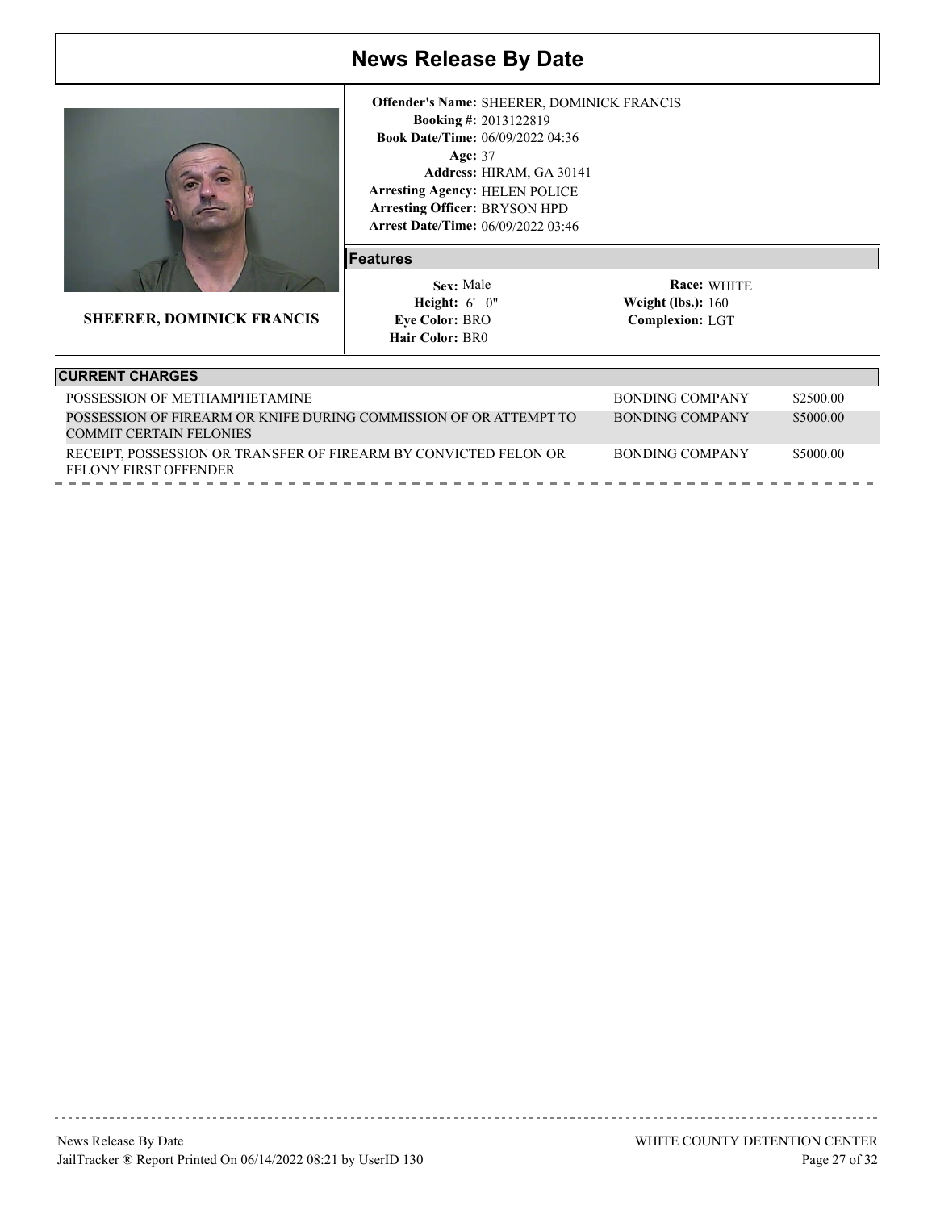# News Release By Date

**SHEERER, DOMINICK FRANCIS**

**Offender's Name:** SHEERER, DOMINICK FRANCIS
**Booking #:** 2013122819
**Book Date/Time:** 06/09/2022 04:36
**Age:** 37
**Address:** HIRAM, GA 30141
**Arresting Agency:** HELEN POLICE
**Arresting Officer:** BRYSON HPD
**Arrest Date/Time:** 06/09/2022 03:46

## Features

**Sex:** Male
**Height:** 6' 0"
**Eye Color:** BRO
**Hair Color:** BR0
**Race:** WHITE
**Weight (lbs.):** 160
**Complexion:** LGT

## CURRENT CHARGES

| | | |
|---|---|---|
| POSSESSION OF METHAMPHETAMINE | BONDING COMPANY | $2500.00 |
| POSSESSION OF FIREARM OR KNIFE DURING COMMISSION OF OR ATTEMPT TO COMMIT CERTAIN FELONIES | BONDING COMPANY | $5000.00 |
| RECEIPT, POSSESSION OR TRANSFER OF FIREARM BY CONVICTED FELON OR FELONY FIRST OFFENDER | BONDING COMPANY | $5000.00 |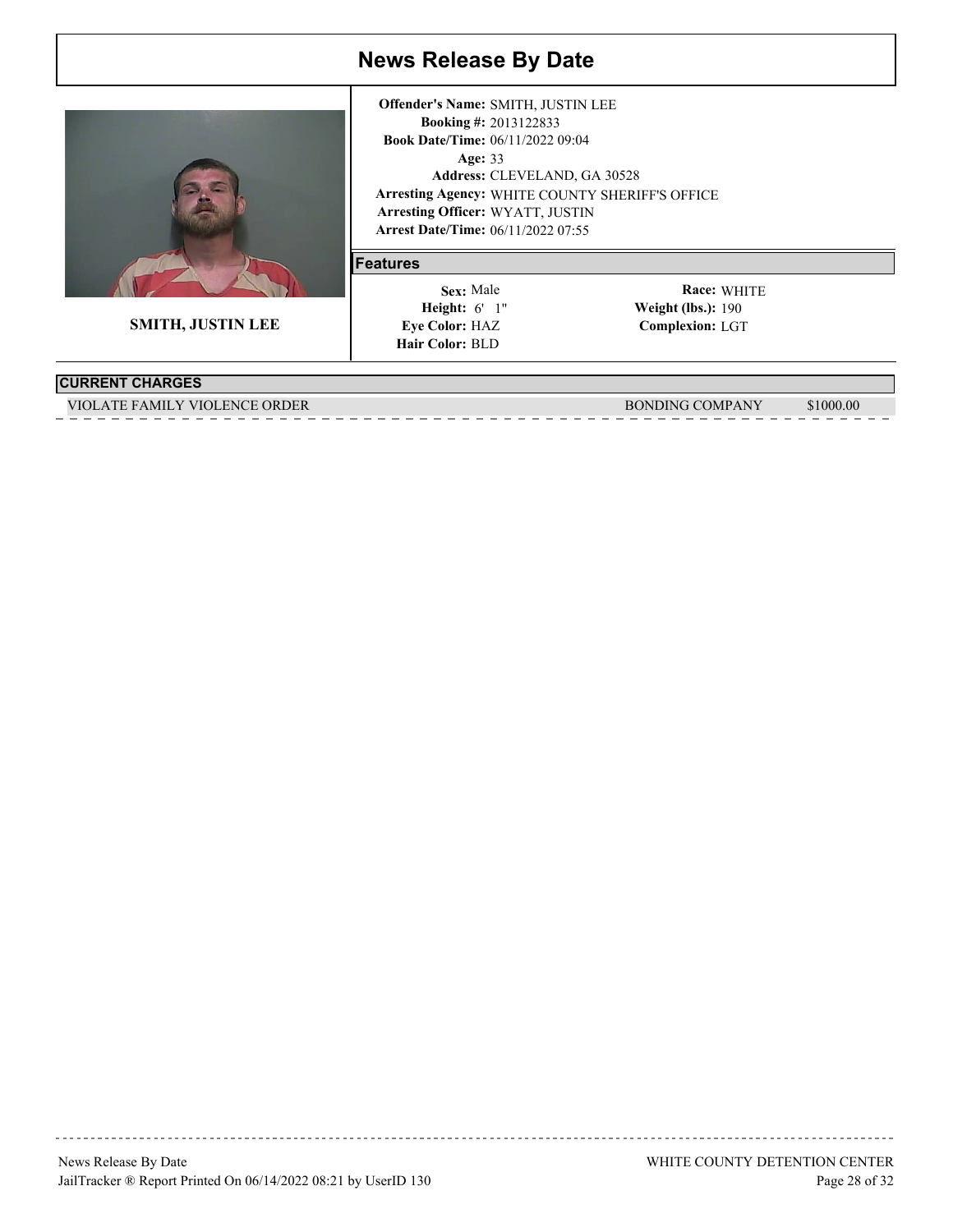# News Release By Date

**SMITH, JUSTIN LEE**

**Offender's Name:** SMITH, JUSTIN LEE
**Booking #:** 2013122833
**Book Date/Time:** 06/11/2022 09:04
**Age:** 33
**Address:** CLEVELAND, GA 30528
**Arresting Agency:** WHITE COUNTY SHERIFF'S OFFICE
**Arresting Officer:** WYATT, JUSTIN
**Arrest Date/Time:** 06/11/2022 07:55

## Features

**Sex:** Male
**Height:** 6' 1"
**Eye Color:** HAZ
**Hair Color:** BLD
**Race:** WHITE
**Weight (lbs.):** 190
**Complexion:** LGT

## CURRENT CHARGES

| | | |
|---|---|---|
| VIOLATE FAMILY VIOLENCE ORDER | BONDING COMPANY | $1000.00 |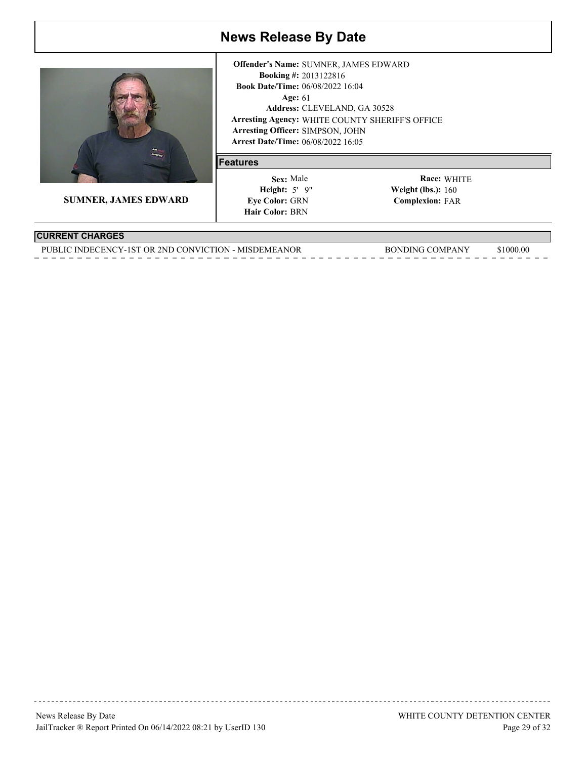# News Release By Date

**SUMNER, JAMES EDWARD**

**Offender's Name:** SUMNER, JAMES EDWARD
**Booking #:** 2013122816
**Book Date/Time:** 06/08/2022 16:04
**Age:** 61
**Address:** CLEVELAND, GA 30528
**Arresting Agency:** WHITE COUNTY SHERIFF'S OFFICE
**Arresting Officer:** SIMPSON, JOHN
**Arrest Date/Time:** 06/08/2022 16:05

## Features

**Sex:** Male
**Height:** 5' 9"
**Eye Color:** GRN
**Hair Color:** BRN
**Race:** WHITE
**Weight (lbs.):** 160
**Complexion:** FAR

## CURRENT CHARGES

| | | |
|---|---|---|
| PUBLIC INDECENCY-1ST OR 2ND CONVICTION - MISDEMEANOR | BONDING COMPANY | $1000.00 |

News Release By Date
JailTracker ® Report Printed On 06/14/2022 08:21 by UserID 130
WHITE COUNTY DETENTION CENTER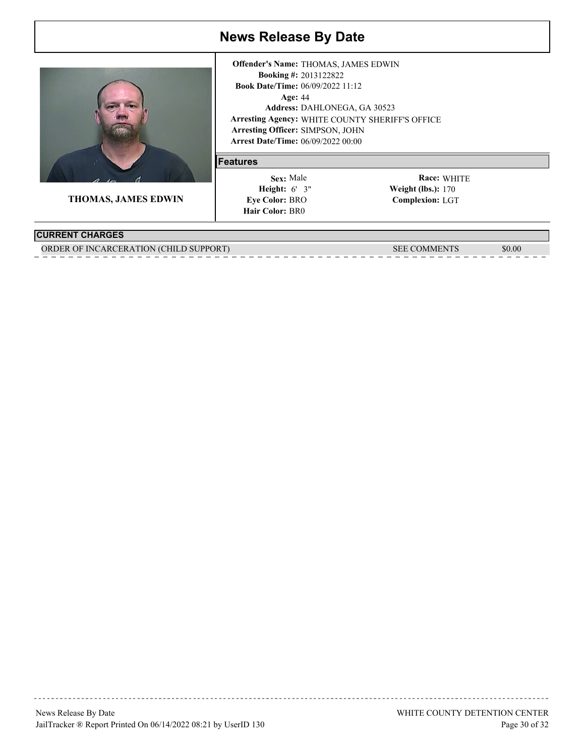# News Release By Date

**THOMAS, JAMES EDWIN**

**Offender's Name:** THOMAS, JAMES EDWIN
**Booking #:** 2013122822
**Book Date/Time:** 06/09/2022 11:12
**Age:** 44
**Address:** DAHLONEGA, GA 30523
**Arresting Agency:** WHITE COUNTY SHERIFF'S OFFICE
**Arresting Officer:** SIMPSON, JOHN
**Arrest Date/Time:** 06/09/2022 00:00

## Features

| | | | |
|---|---|---|---|
| **Sex:** | Male | **Race:** | WHITE |
| **Height:** | 6' 3" | **Weight (lbs.):** | 170 |
| **Eye Color:** | BRO | **Complexion:** | LGT |
| **Hair Color:** | BR0 | | |

## CURRENT CHARGES

| | | |
|---|---|---|
| ORDER OF INCARCERATION (CHILD SUPPORT) | SEE COMMENTS | $0.00 |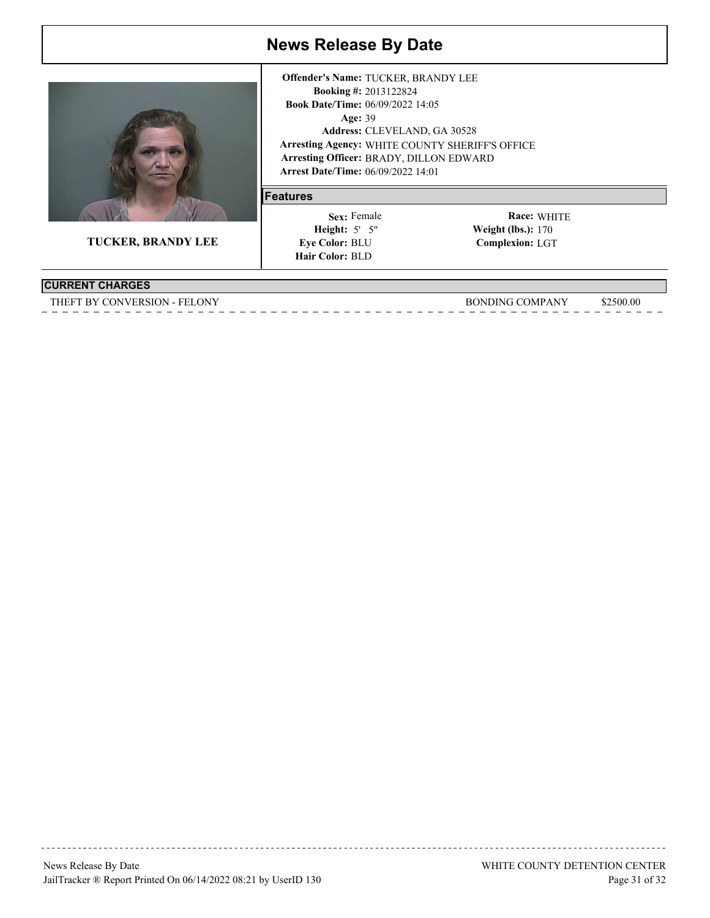# News Release By Date

**TUCKER, BRANDY LEE**

**Offender's Name:** TUCKER, BRANDY LEE
**Booking #:** 2013122824
**Book Date/Time:** 06/09/2022 14:05
**Age:** 39
**Address:** CLEVELAND, GA 30528
**Arresting Agency:** WHITE COUNTY SHERIFF'S OFFICE
**Arresting Officer:** BRADY, DILLON EDWARD
**Arrest Date/Time:** 06/09/2022 14:01

## Features

| | | | |
|---|---|---|---|
| **Sex:** | Female | **Race:** | WHITE |
| **Height:** | 5' 5" | **Weight (lbs.):** | 170 |
| **Eye Color:** | BLU | **Complexion:** | LGT |
| **Hair Color:** | BLD | | |

## CURRENT CHARGES

| | | |
|---|---|---|
| THEFT BY CONVERSION - FELONY | BONDING COMPANY | $2500.00 |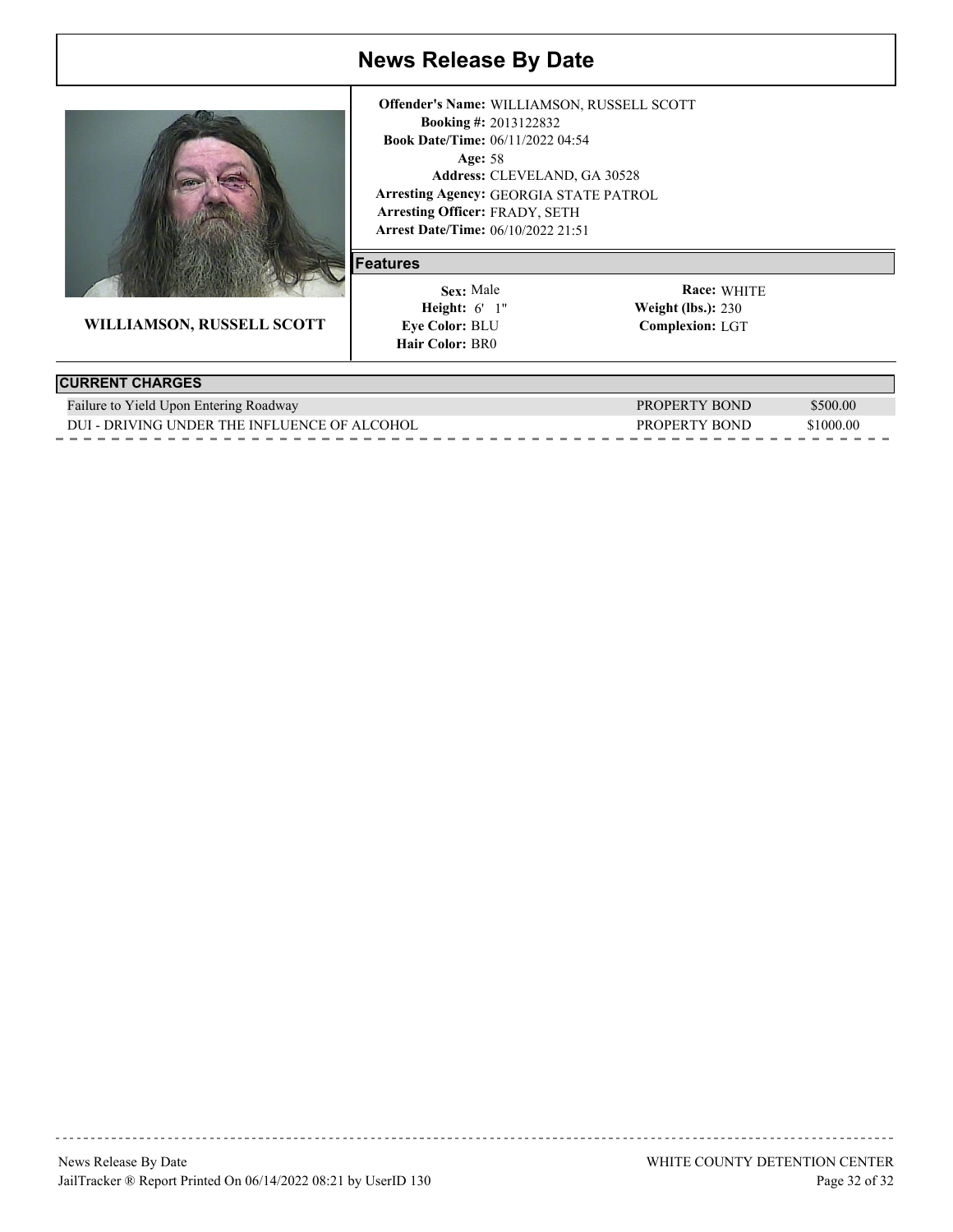# News Release By Date

**WILLIAMSON, RUSSELL SCOTT**

**Offender's Name:** WILLIAMSON, RUSSELL SCOTT
**Booking #:** 2013122832
**Book Date/Time:** 06/11/2022 04:54
**Age:** 58
**Address:** CLEVELAND, GA 30528
**Arresting Agency:** GEORGIA STATE PATROL
**Arresting Officer:** FRADY, SETH
**Arrest Date/Time:** 06/10/2022 21:51

## Features

**Sex:** Male
**Height:** 6' 1"
**Eye Color:** BLU
**Hair Color:** BR0
**Race:** WHITE
**Weight (lbs.):** 230
**Complexion:** LGT

## CURRENT CHARGES

| | | |
|---|---|---|
| Failure to Yield Upon Entering Roadway | PROPERTY BOND | $500.00 |
| DUI - DRIVING UNDER THE INFLUENCE OF ALCOHOL | PROPERTY BOND | $1000.00 |

News Release By Date
JailTracker ® Report Printed On 06/14/2022 08:21 by UserID 130
WHITE COUNTY DETENTION CENTER